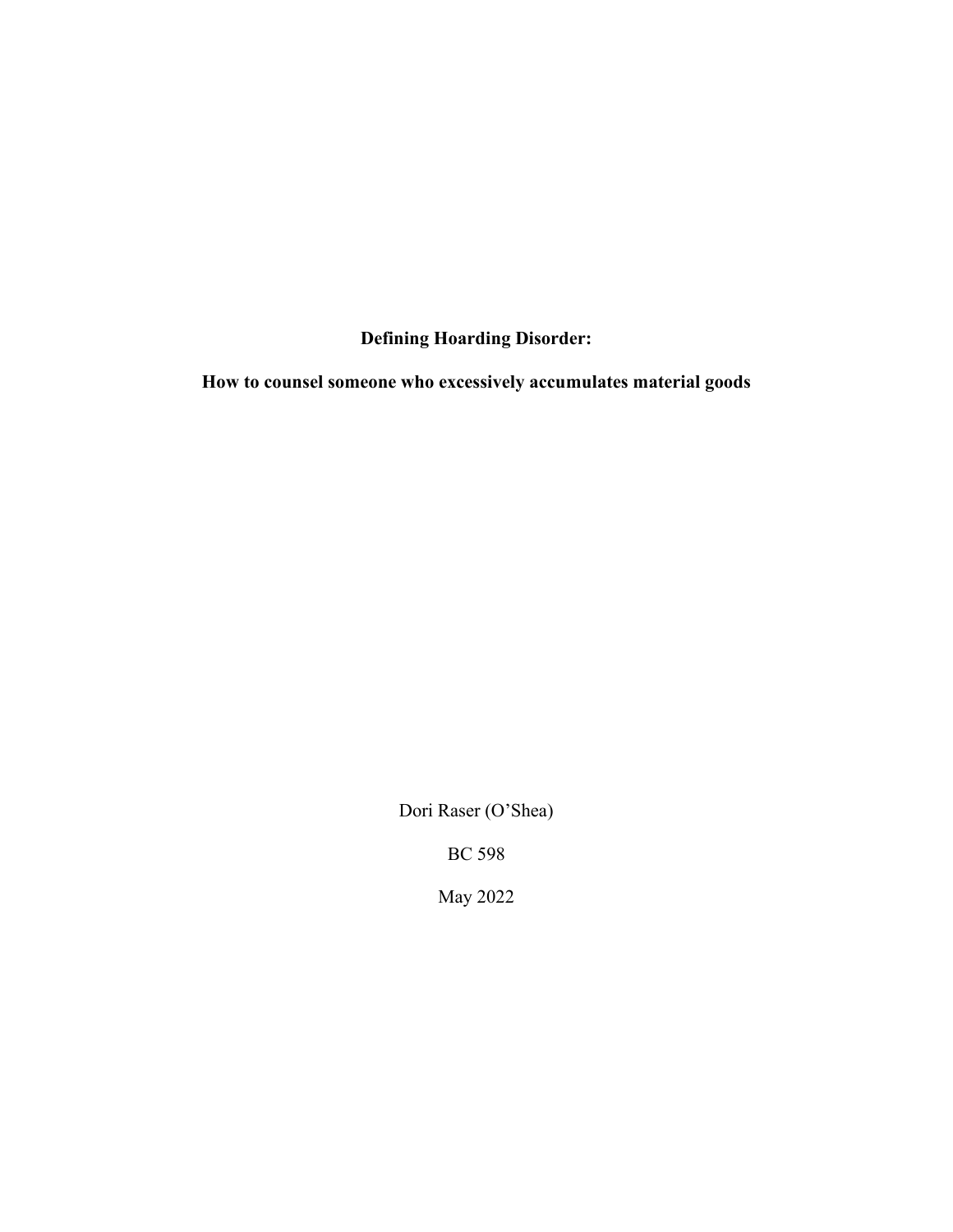**Defining Hoarding Disorder:**

**How to counsel someone who excessively accumulates material goods**

Dori Raser (O'Shea)

BC 598

May 2022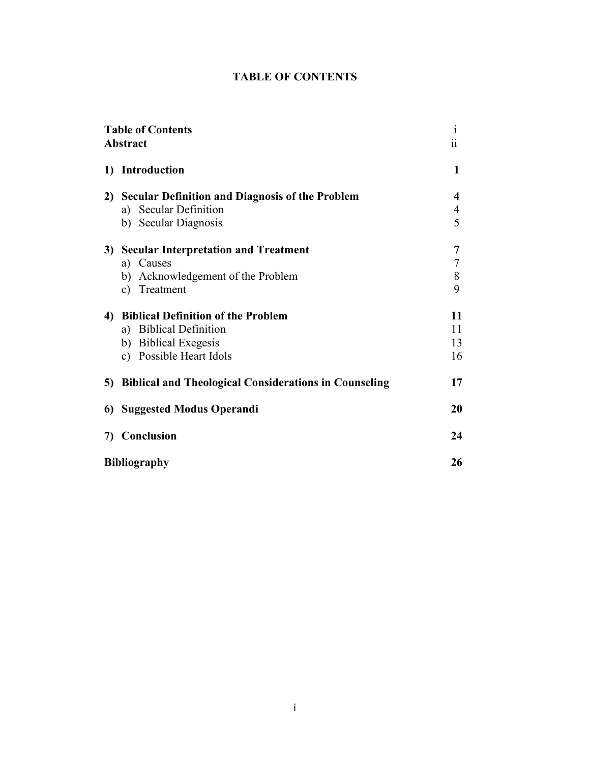# TABLE OF CONTENTS

| | |
|---|---|
| **Table of Contents** | i |
| **Abstract** | ii |
| **1) Introduction** | **1** |
| **2) Secular Definition and Diagnosis of the Problem** | **4** |
| a) Secular Definition | 4 |
| b) Secular Diagnosis | 5 |
| **3) Secular Interpretation and Treatment** | **7** |
| a) Causes | 7 |
| b) Acknowledgement of the Problem | 8 |
| c) Treatment | 9 |
| **4) Biblical Definition of the Problem** | **11** |
| a) Biblical Definition | 11 |
| b) Biblical Exegesis | 13 |
| c) Possible Heart Idols | 16 |
| **5) Biblical and Theological Considerations in Counseling** | **17** |
| **6) Suggested Modus Operandi** | **20** |
| **7) Conclusion** | **24** |
| **Bibliography** | **26** |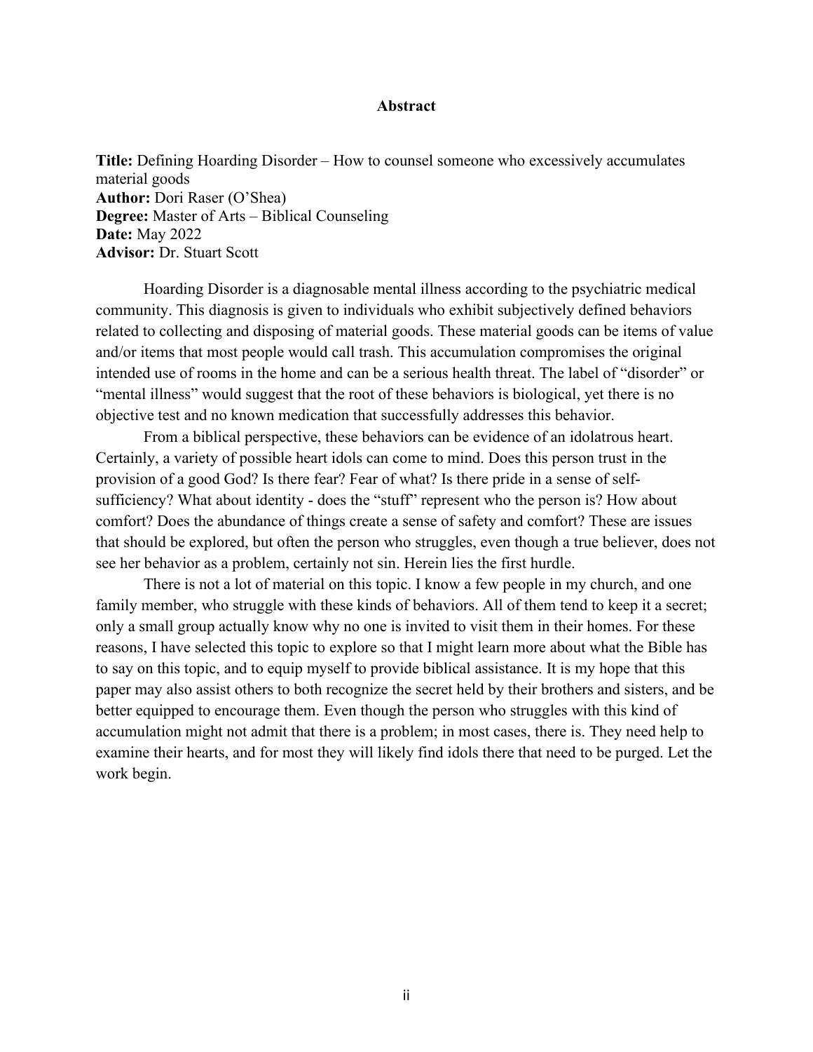## Abstract

**Title:** Defining Hoarding Disorder – How to counsel someone who excessively accumulates material goods
**Author:** Dori Raser (O'Shea)
**Degree:** Master of Arts – Biblical Counseling
**Date:** May 2022
**Advisor:** Dr. Stuart Scott

Hoarding Disorder is a diagnosable mental illness according to the psychiatric medical community. This diagnosis is given to individuals who exhibit subjectively defined behaviors related to collecting and disposing of material goods. These material goods can be items of value and/or items that most people would call trash. This accumulation compromises the original intended use of rooms in the home and can be a serious health threat. The label of "disorder" or "mental illness" would suggest that the root of these behaviors is biological, yet there is no objective test and no known medication that successfully addresses this behavior.

From a biblical perspective, these behaviors can be evidence of an idolatrous heart. Certainly, a variety of possible heart idols can come to mind. Does this person trust in the provision of a good God? Is there fear? Fear of what? Is there pride in a sense of self-sufficiency? What about identity - does the "stuff" represent who the person is? How about comfort? Does the abundance of things create a sense of safety and comfort? These are issues that should be explored, but often the person who struggles, even though a true believer, does not see her behavior as a problem, certainly not sin. Herein lies the first hurdle.

There is not a lot of material on this topic. I know a few people in my church, and one family member, who struggle with these kinds of behaviors. All of them tend to keep it a secret; only a small group actually know why no one is invited to visit them in their homes. For these reasons, I have selected this topic to explore so that I might learn more about what the Bible has to say on this topic, and to equip myself to provide biblical assistance. It is my hope that this paper may also assist others to both recognize the secret held by their brothers and sisters, and be better equipped to encourage them. Even though the person who struggles with this kind of accumulation might not admit that there is a problem; in most cases, there is. They need help to examine their hearts, and for most they will likely find idols there that need to be purged. Let the work begin.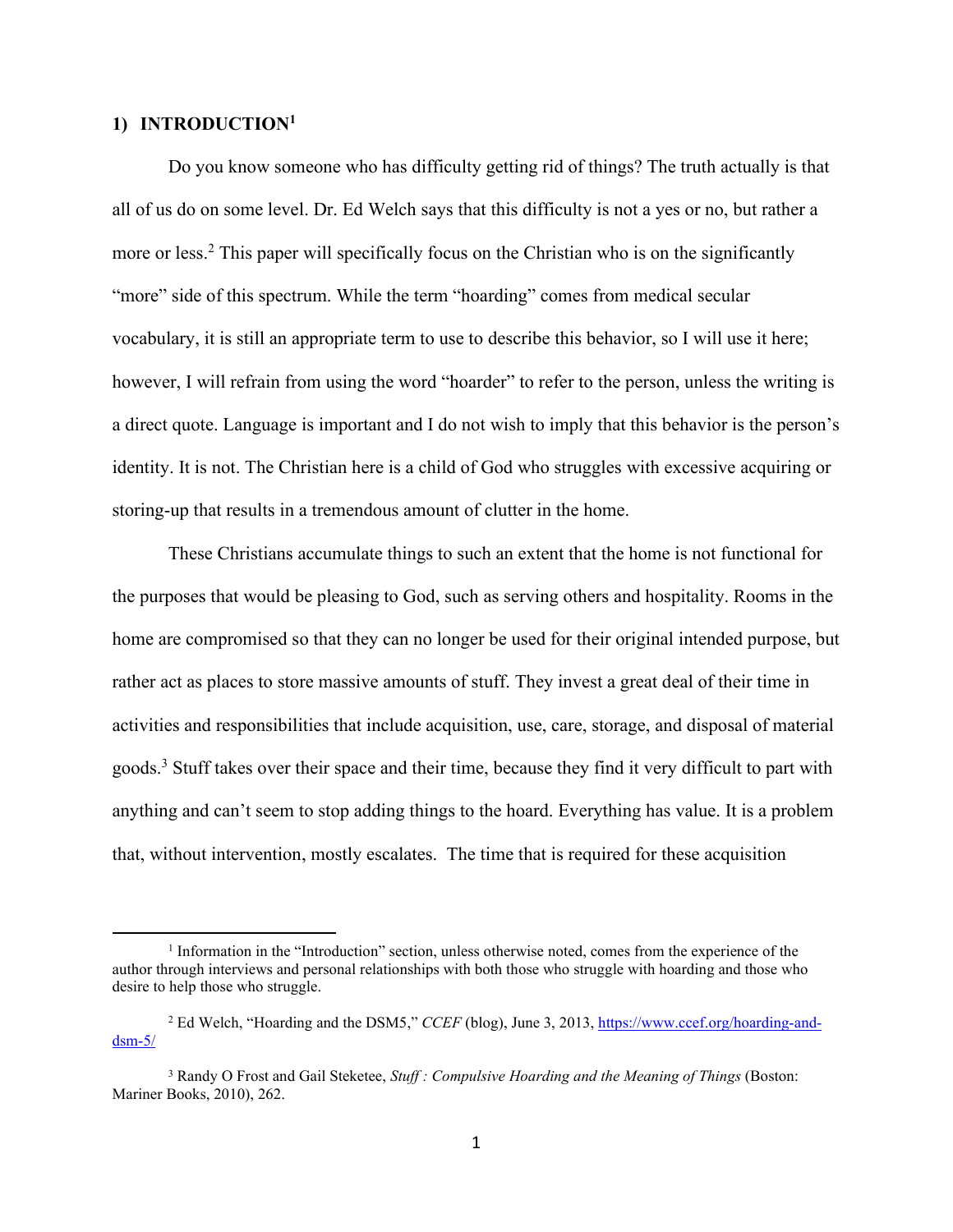## 1) INTRODUCTION[1]

Do you know someone who has difficulty getting rid of things? The truth actually is that all of us do on some level. Dr. Ed Welch says that this difficulty is not a yes or no, but rather a more or less.[2] This paper will specifically focus on the Christian who is on the significantly "more" side of this spectrum. While the term "hoarding" comes from medical secular vocabulary, it is still an appropriate term to use to describe this behavior, so I will use it here; however, I will refrain from using the word "hoarder" to refer to the person, unless the writing is a direct quote. Language is important and I do not wish to imply that this behavior is the person's identity. It is not. The Christian here is a child of God who struggles with excessive acquiring or storing-up that results in a tremendous amount of clutter in the home.

These Christians accumulate things to such an extent that the home is not functional for the purposes that would be pleasing to God, such as serving others and hospitality. Rooms in the home are compromised so that they can no longer be used for their original intended purpose, but rather act as places to store massive amounts of stuff. They invest a great deal of their time in activities and responsibilities that include acquisition, use, care, storage, and disposal of material goods.[3] Stuff takes over their space and their time, because they find it very difficult to part with anything and can't seem to stop adding things to the hoard. Everything has value. It is a problem that, without intervention, mostly escalates. The time that is required for these acquisition

---

[1] Information in the "Introduction" section, unless otherwise noted, comes from the experience of the author through interviews and personal relationships with both those who struggle with hoarding and those who desire to help those who struggle.

[2] Ed Welch, "Hoarding and the DSM5," *CCEF* (blog), June 3, 2013, https://www.ccef.org/hoarding-and-dsm-5/

[3] Randy O Frost and Gail Steketee, *Stuff : Compulsive Hoarding and the Meaning of Things* (Boston: Mariner Books, 2010), 262.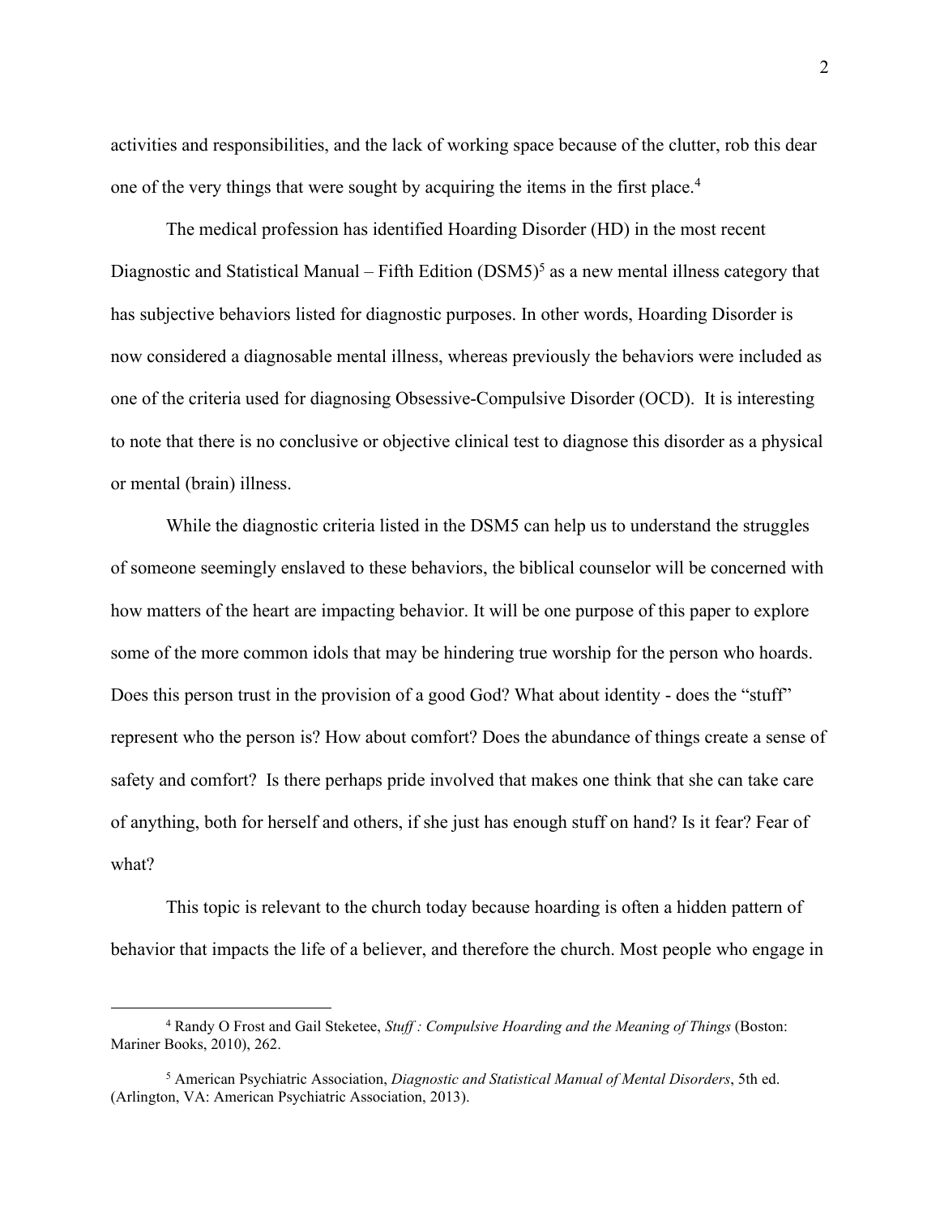activities and responsibilities, and the lack of working space because of the clutter, rob this dear one of the very things that were sought by acquiring the items in the first place.[4]

The medical profession has identified Hoarding Disorder (HD) in the most recent Diagnostic and Statistical Manual – Fifth Edition (DSM5)[5] as a new mental illness category that has subjective behaviors listed for diagnostic purposes. In other words, Hoarding Disorder is now considered a diagnosable mental illness, whereas previously the behaviors were included as one of the criteria used for diagnosing Obsessive-Compulsive Disorder (OCD). It is interesting to note that there is no conclusive or objective clinical test to diagnose this disorder as a physical or mental (brain) illness.

While the diagnostic criteria listed in the DSM5 can help us to understand the struggles of someone seemingly enslaved to these behaviors, the biblical counselor will be concerned with how matters of the heart are impacting behavior. It will be one purpose of this paper to explore some of the more common idols that may be hindering true worship for the person who hoards. Does this person trust in the provision of a good God? What about identity - does the "stuff" represent who the person is? How about comfort? Does the abundance of things create a sense of safety and comfort? Is there perhaps pride involved that makes one think that she can take care of anything, both for herself and others, if she just has enough stuff on hand? Is it fear? Fear of what?

This topic is relevant to the church today because hoarding is often a hidden pattern of behavior that impacts the life of a believer, and therefore the church. Most people who engage in

---

[4] Randy O Frost and Gail Steketee, *Stuff : Compulsive Hoarding and the Meaning of Things* (Boston: Mariner Books, 2010), 262.

[5] American Psychiatric Association, *Diagnostic and Statistical Manual of Mental Disorders*, 5th ed. (Arlington, VA: American Psychiatric Association, 2013).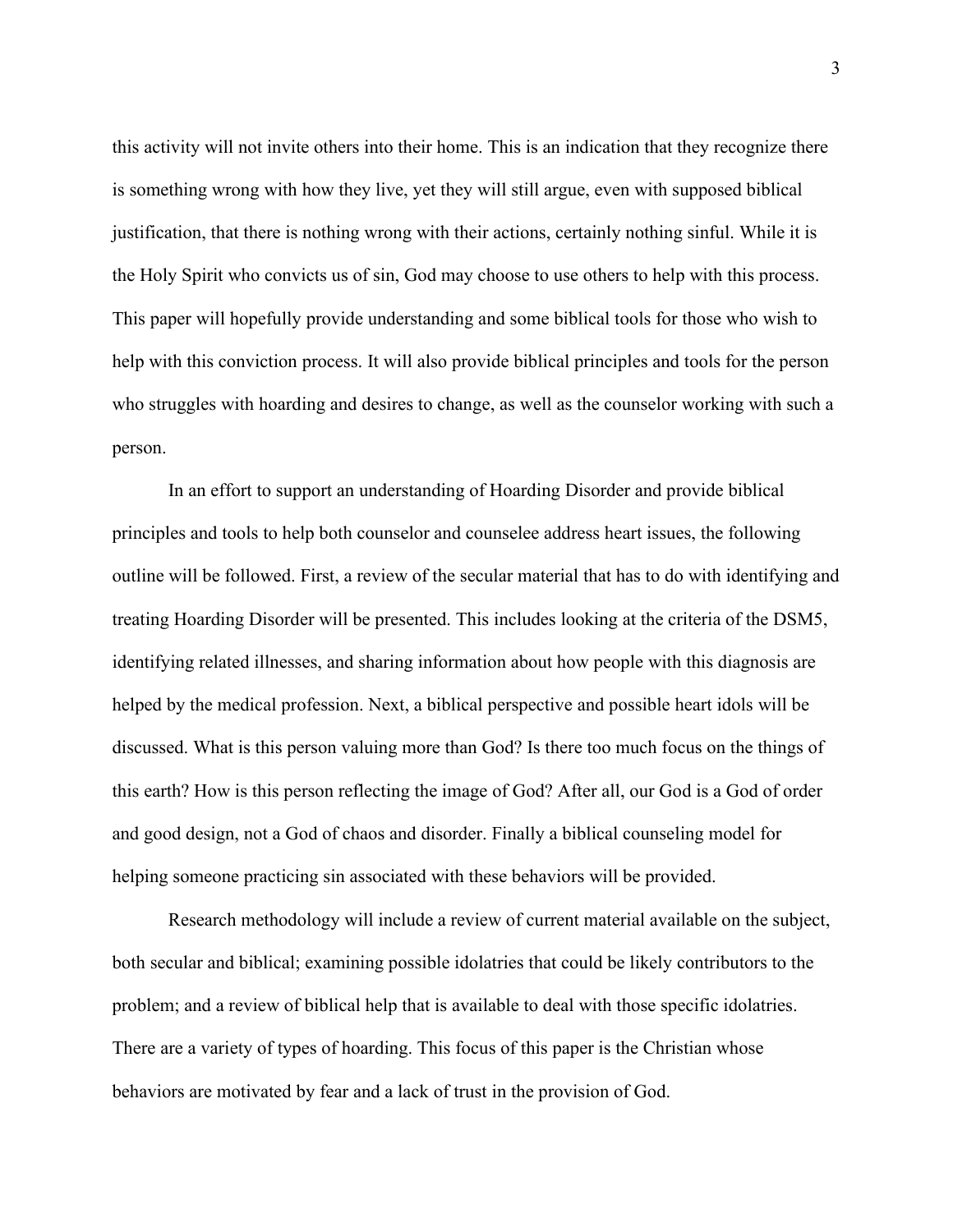this activity will not invite others into their home. This is an indication that they recognize there is something wrong with how they live, yet they will still argue, even with supposed biblical justification, that there is nothing wrong with their actions, certainly nothing sinful. While it is the Holy Spirit who convicts us of sin, God may choose to use others to help with this process. This paper will hopefully provide understanding and some biblical tools for those who wish to help with this conviction process. It will also provide biblical principles and tools for the person who struggles with hoarding and desires to change, as well as the counselor working with such a person.

In an effort to support an understanding of Hoarding Disorder and provide biblical principles and tools to help both counselor and counselee address heart issues, the following outline will be followed. First, a review of the secular material that has to do with identifying and treating Hoarding Disorder will be presented. This includes looking at the criteria of the DSM5, identifying related illnesses, and sharing information about how people with this diagnosis are helped by the medical profession. Next, a biblical perspective and possible heart idols will be discussed. What is this person valuing more than God? Is there too much focus on the things of this earth? How is this person reflecting the image of God? After all, our God is a God of order and good design, not a God of chaos and disorder. Finally a biblical counseling model for helping someone practicing sin associated with these behaviors will be provided.

Research methodology will include a review of current material available on the subject, both secular and biblical; examining possible idolatries that could be likely contributors to the problem; and a review of biblical help that is available to deal with those specific idolatries. There are a variety of types of hoarding. This focus of this paper is the Christian whose behaviors are motivated by fear and a lack of trust in the provision of God.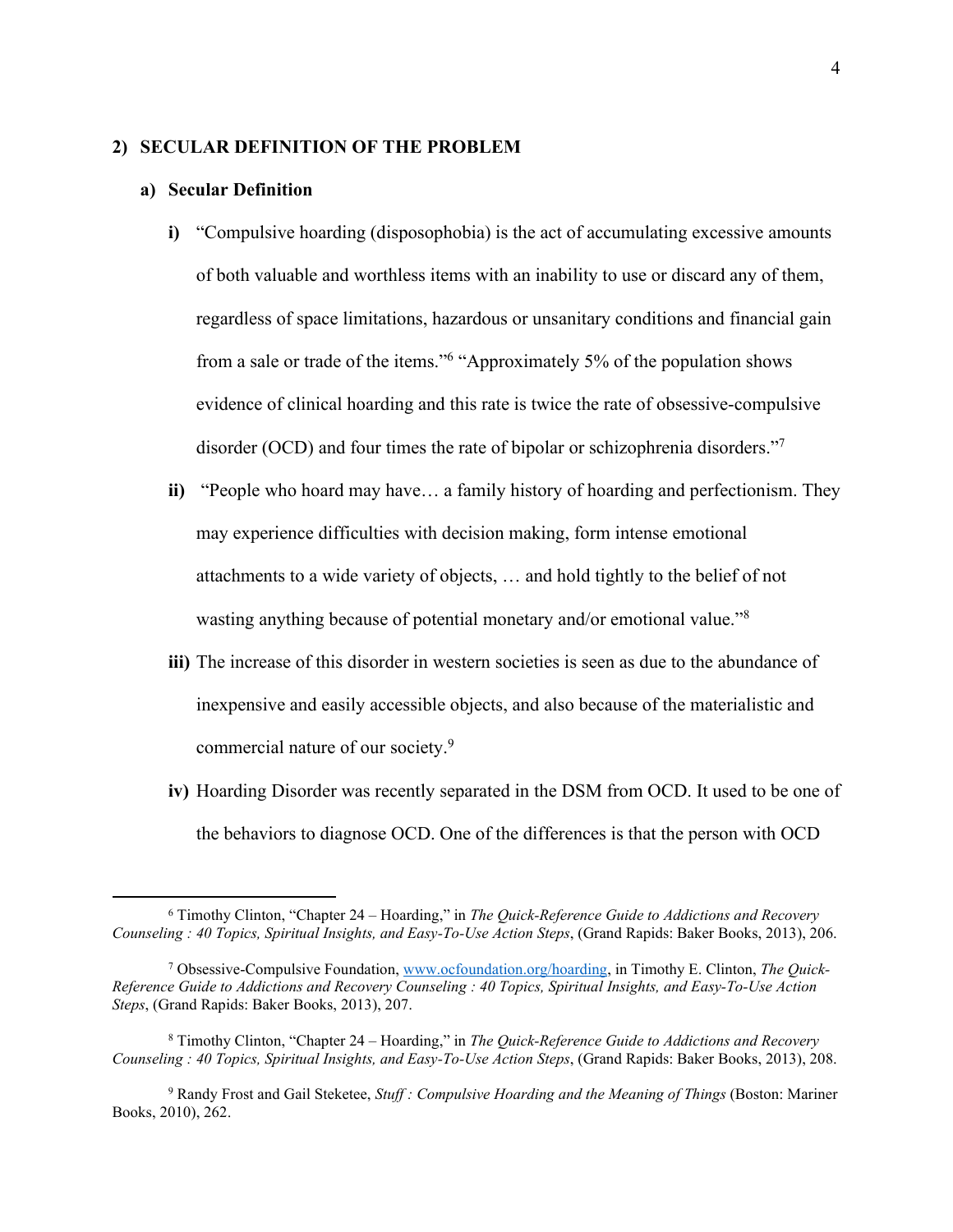## 2) SECULAR DEFINITION OF THE PROBLEM

### a) Secular Definition

**i)** "Compulsive hoarding (disposophobia) is the act of accumulating excessive amounts of both valuable and worthless items with an inability to use or discard any of them, regardless of space limitations, hazardous or unsanitary conditions and financial gain from a sale or trade of the items."[6] "Approximately 5% of the population shows evidence of clinical hoarding and this rate is twice the rate of obsessive-compulsive disorder (OCD) and four times the rate of bipolar or schizophrenia disorders."[7]

**ii)** "People who hoard may have… a family history of hoarding and perfectionism. They may experience difficulties with decision making, form intense emotional attachments to a wide variety of objects, … and hold tightly to the belief of not wasting anything because of potential monetary and/or emotional value."[8]

**iii)** The increase of this disorder in western societies is seen as due to the abundance of inexpensive and easily accessible objects, and also because of the materialistic and commercial nature of our society.[9]

**iv)** Hoarding Disorder was recently separated in the DSM from OCD. It used to be one of the behaviors to diagnose OCD. One of the differences is that the person with OCD

---

[6] Timothy Clinton, "Chapter 24 – Hoarding," in *The Quick-Reference Guide to Addictions and Recovery Counseling : 40 Topics, Spiritual Insights, and Easy-To-Use Action Steps*, (Grand Rapids: Baker Books, 2013), 206.

[7] Obsessive-Compulsive Foundation, www.ocfoundation.org/hoarding, in Timothy E. Clinton, *The Quick-Reference Guide to Addictions and Recovery Counseling : 40 Topics, Spiritual Insights, and Easy-To-Use Action Steps*, (Grand Rapids: Baker Books, 2013), 207.

[8] Timothy Clinton, "Chapter 24 – Hoarding," in *The Quick-Reference Guide to Addictions and Recovery Counseling : 40 Topics, Spiritual Insights, and Easy-To-Use Action Steps*, (Grand Rapids: Baker Books, 2013), 208.

[9] Randy Frost and Gail Steketee, *Stuff : Compulsive Hoarding and the Meaning of Things* (Boston: Mariner Books, 2010), 262.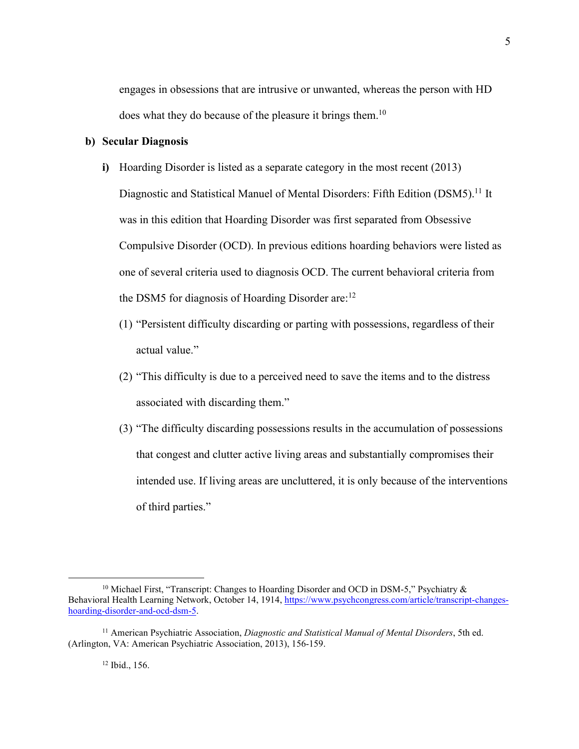engages in obsessions that are intrusive or unwanted, whereas the person with HD does what they do because of the pleasure it brings them.[10]

**b) Secular Diagnosis**

**i)** Hoarding Disorder is listed as a separate category in the most recent (2013) Diagnostic and Statistical Manuel of Mental Disorders: Fifth Edition (DSM5).[11] It was in this edition that Hoarding Disorder was first separated from Obsessive Compulsive Disorder (OCD). In previous editions hoarding behaviors were listed as one of several criteria used to diagnosis OCD. The current behavioral criteria from the DSM5 for diagnosis of Hoarding Disorder are:[12]

(1) "Persistent difficulty discarding or parting with possessions, regardless of their actual value."

(2) "This difficulty is due to a perceived need to save the items and to the distress associated with discarding them."

(3) "The difficulty discarding possessions results in the accumulation of possessions that congest and clutter active living areas and substantially compromises their intended use. If living areas are uncluttered, it is only because of the interventions of third parties."

---

[10] Michael First, "Transcript: Changes to Hoarding Disorder and OCD in DSM-5," Psychiatry & Behavioral Health Learning Network, October 14, 1914, https://www.psychcongress.com/article/transcript-changes-hoarding-disorder-and-ocd-dsm-5.

[11] American Psychiatric Association, *Diagnostic and Statistical Manual of Mental Disorders*, 5th ed. (Arlington, VA: American Psychiatric Association, 2013), 156-159.

[12] Ibid., 156.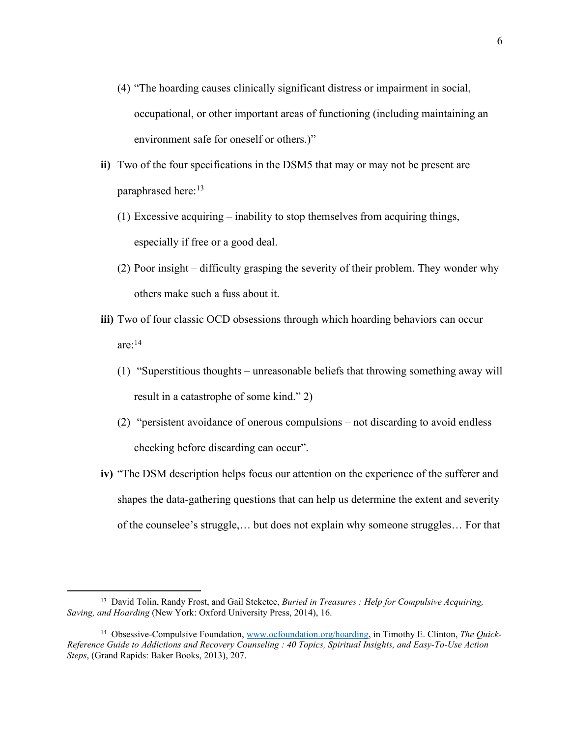(4) "The hoarding causes clinically significant distress or impairment in social, occupational, or other important areas of functioning (including maintaining an environment safe for oneself or others.)"

**ii)** Two of the four specifications in the DSM5 that may or may not be present are paraphrased here:[13]

(1) Excessive acquiring – inability to stop themselves from acquiring things, especially if free or a good deal.

(2) Poor insight – difficulty grasping the severity of their problem. They wonder why others make such a fuss about it.

**iii)** Two of four classic OCD obsessions through which hoarding behaviors can occur are:[14]

(1) "Superstitious thoughts – unreasonable beliefs that throwing something away will result in a catastrophe of some kind." 2)

(2) "persistent avoidance of onerous compulsions – not discarding to avoid endless checking before discarding can occur".

**iv)** "The DSM description helps focus our attention on the experience of the sufferer and shapes the data-gathering questions that can help us determine the extent and severity of the counselee's struggle,… but does not explain why someone struggles… For that

---

[13] David Tolin, Randy Frost, and Gail Steketee, *Buried in Treasures : Help for Compulsive Acquiring, Saving, and Hoarding* (New York: Oxford University Press, 2014), 16.

[14] Obsessive-Compulsive Foundation, www.ocfoundation.org/hoarding, in Timothy E. Clinton, *The Quick-Reference Guide to Addictions and Recovery Counseling : 40 Topics, Spiritual Insights, and Easy-To-Use Action Steps*, (Grand Rapids: Baker Books, 2013), 207.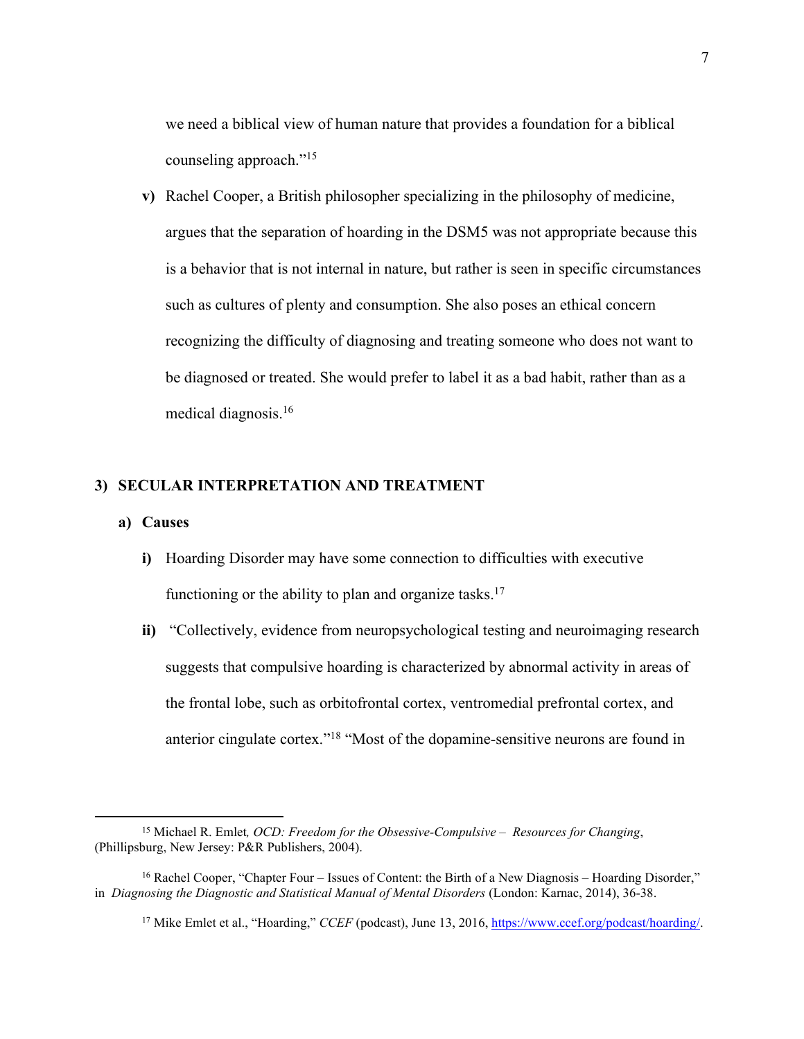we need a biblical view of human nature that provides a foundation for a biblical counseling approach."[15]

**v)** Rachel Cooper, a British philosopher specializing in the philosophy of medicine, argues that the separation of hoarding in the DSM5 was not appropriate because this is a behavior that is not internal in nature, but rather is seen in specific circumstances such as cultures of plenty and consumption. She also poses an ethical concern recognizing the difficulty of diagnosing and treating someone who does not want to be diagnosed or treated. She would prefer to label it as a bad habit, rather than as a medical diagnosis.[16]

## 3) SECULAR INTERPRETATION AND TREATMENT

### a) Causes

**i)** Hoarding Disorder may have some connection to difficulties with executive functioning or the ability to plan and organize tasks.[17]

**ii)** "Collectively, evidence from neuropsychological testing and neuroimaging research suggests that compulsive hoarding is characterized by abnormal activity in areas of the frontal lobe, such as orbitofrontal cortex, ventromedial prefrontal cortex, and anterior cingulate cortex."[18] "Most of the dopamine-sensitive neurons are found in

---

[15] Michael R. Emlet, *OCD: Freedom for the Obsessive-Compulsive – Resources for Changing*, (Phillipsburg, New Jersey: P&R Publishers, 2004).

[16] Rachel Cooper, "Chapter Four – Issues of Content: the Birth of a New Diagnosis – Hoarding Disorder," in *Diagnosing the Diagnostic and Statistical Manual of Mental Disorders* (London: Karnac, 2014), 36-38.

[17] Mike Emlet et al., "Hoarding," *CCEF* (podcast), June 13, 2016, https://www.ccef.org/podcast/hoarding/.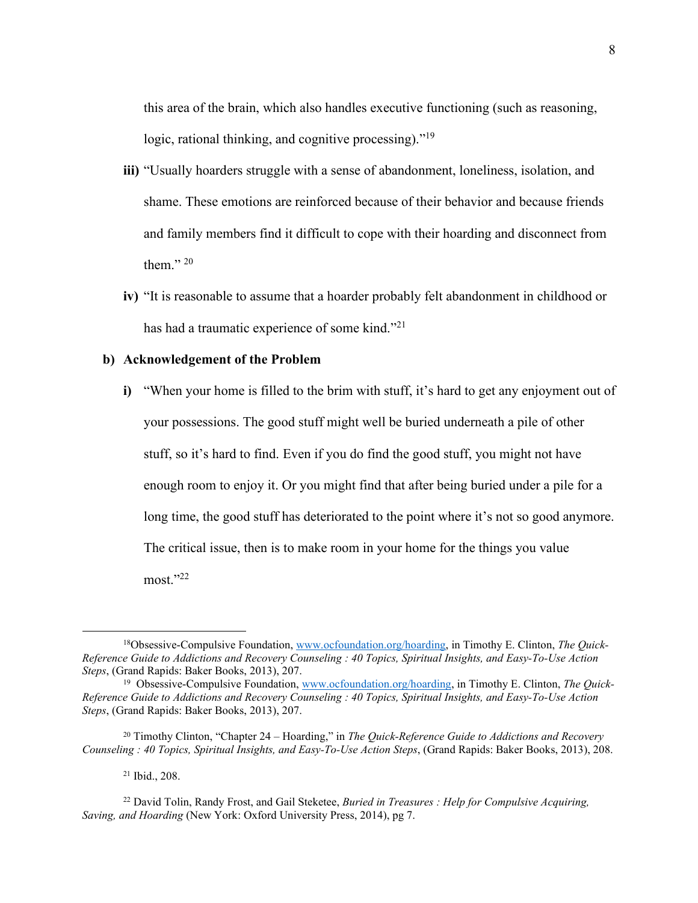this area of the brain, which also handles executive functioning (such as reasoning, logic, rational thinking, and cognitive processing)."[19]

iii) "Usually hoarders struggle with a sense of abandonment, loneliness, isolation, and shame. These emotions are reinforced because of their behavior and because friends and family members find it difficult to cope with their hoarding and disconnect from them." [20]

iv) "It is reasonable to assume that a hoarder probably felt abandonment in childhood or has had a traumatic experience of some kind."[21]

**b) Acknowledgement of the Problem**

i) "When your home is filled to the brim with stuff, it's hard to get any enjoyment out of your possessions. The good stuff might well be buried underneath a pile of other stuff, so it's hard to find. Even if you do find the good stuff, you might not have enough room to enjoy it. Or you might find that after being buried under a pile for a long time, the good stuff has deteriorated to the point where it's not so good anymore. The critical issue, then is to make room in your home for the things you value most."[22]

---

[18] Obsessive-Compulsive Foundation, www.ocfoundation.org/hoarding, in Timothy E. Clinton, *The Quick-Reference Guide to Addictions and Recovery Counseling : 40 Topics, Spiritual Insights, and Easy-To-Use Action Steps*, (Grand Rapids: Baker Books, 2013), 207.

[19] Obsessive-Compulsive Foundation, www.ocfoundation.org/hoarding, in Timothy E. Clinton, *The Quick-Reference Guide to Addictions and Recovery Counseling : 40 Topics, Spiritual Insights, and Easy-To-Use Action Steps*, (Grand Rapids: Baker Books, 2013), 207.

[20] Timothy Clinton, "Chapter 24 – Hoarding," in *The Quick-Reference Guide to Addictions and Recovery Counseling : 40 Topics, Spiritual Insights, and Easy-To-Use Action Steps*, (Grand Rapids: Baker Books, 2013), 208.

[21] Ibid., 208.

[22] David Tolin, Randy Frost, and Gail Steketee, *Buried in Treasures : Help for Compulsive Acquiring, Saving, and Hoarding* (New York: Oxford University Press, 2014), pg 7.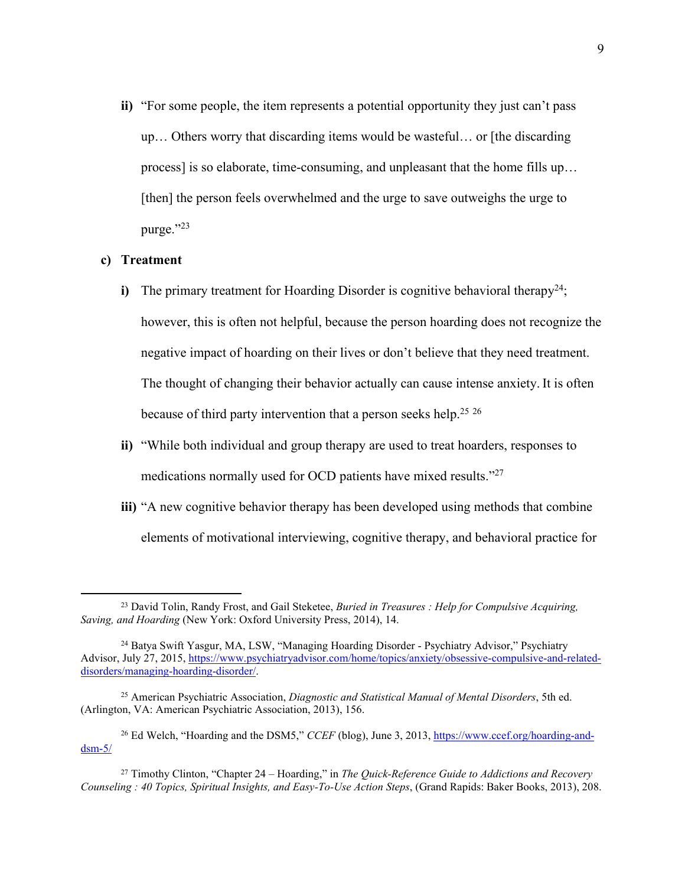**ii)** "For some people, the item represents a potential opportunity they just can't pass up… Others worry that discarding items would be wasteful… or [the discarding process] is so elaborate, time-consuming, and unpleasant that the home fills up… [then] the person feels overwhelmed and the urge to save outweighs the urge to purge."[23]

**c) Treatment**

**i)** The primary treatment for Hoarding Disorder is cognitive behavioral therapy[24]; however, this is often not helpful, because the person hoarding does not recognize the negative impact of hoarding on their lives or don't believe that they need treatment. The thought of changing their behavior actually can cause intense anxiety. It is often because of third party intervention that a person seeks help.[25] [26]

**ii)** "While both individual and group therapy are used to treat hoarders, responses to medications normally used for OCD patients have mixed results."[27]

**iii)** "A new cognitive behavior therapy has been developed using methods that combine elements of motivational interviewing, cognitive therapy, and behavioral practice for

---

[23] David Tolin, Randy Frost, and Gail Steketee, *Buried in Treasures : Help for Compulsive Acquiring, Saving, and Hoarding* (New York: Oxford University Press, 2014), 14.

[24] Batya Swift Yasgur, MA, LSW, "Managing Hoarding Disorder - Psychiatry Advisor," Psychiatry Advisor, July 27, 2015, https://www.psychiatryadvisor.com/home/topics/anxiety/obsessive-compulsive-and-related-disorders/managing-hoarding-disorder/.

[25] American Psychiatric Association, *Diagnostic and Statistical Manual of Mental Disorders*, 5th ed. (Arlington, VA: American Psychiatric Association, 2013), 156.

[26] Ed Welch, "Hoarding and the DSM5," *CCEF* (blog), June 3, 2013, https://www.ccef.org/hoarding-and-dsm-5/

[27] Timothy Clinton, "Chapter 24 – Hoarding," in *The Quick-Reference Guide to Addictions and Recovery Counseling : 40 Topics, Spiritual Insights, and Easy-To-Use Action Steps*, (Grand Rapids: Baker Books, 2013), 208.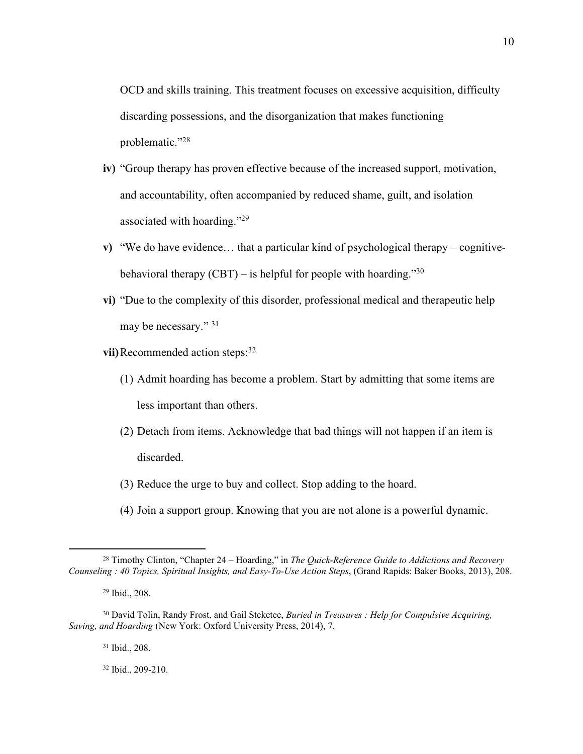OCD and skills training. This treatment focuses on excessive acquisition, difficulty discarding possessions, and the disorganization that makes functioning problematic."[28]

**iv)** "Group therapy has proven effective because of the increased support, motivation, and accountability, often accompanied by reduced shame, guilt, and isolation associated with hoarding."[29]

**v)** "We do have evidence… that a particular kind of psychological therapy – cognitive-behavioral therapy (CBT) – is helpful for people with hoarding."[30]

**vi)** "Due to the complexity of this disorder, professional medical and therapeutic help may be necessary." [31]

**vii)** Recommended action steps:[32]

(1) Admit hoarding has become a problem. Start by admitting that some items are less important than others.

(2) Detach from items. Acknowledge that bad things will not happen if an item is discarded.

(3) Reduce the urge to buy and collect. Stop adding to the hoard.

(4) Join a support group. Knowing that you are not alone is a powerful dynamic.

---

[28] Timothy Clinton, "Chapter 24 – Hoarding," in *The Quick-Reference Guide to Addictions and Recovery Counseling : 40 Topics, Spiritual Insights, and Easy-To-Use Action Steps*, (Grand Rapids: Baker Books, 2013), 208.

[29] Ibid., 208.

[30] David Tolin, Randy Frost, and Gail Steketee, *Buried in Treasures : Help for Compulsive Acquiring, Saving, and Hoarding* (New York: Oxford University Press, 2014), 7.

[31] Ibid., 208.

[32] Ibid., 209-210.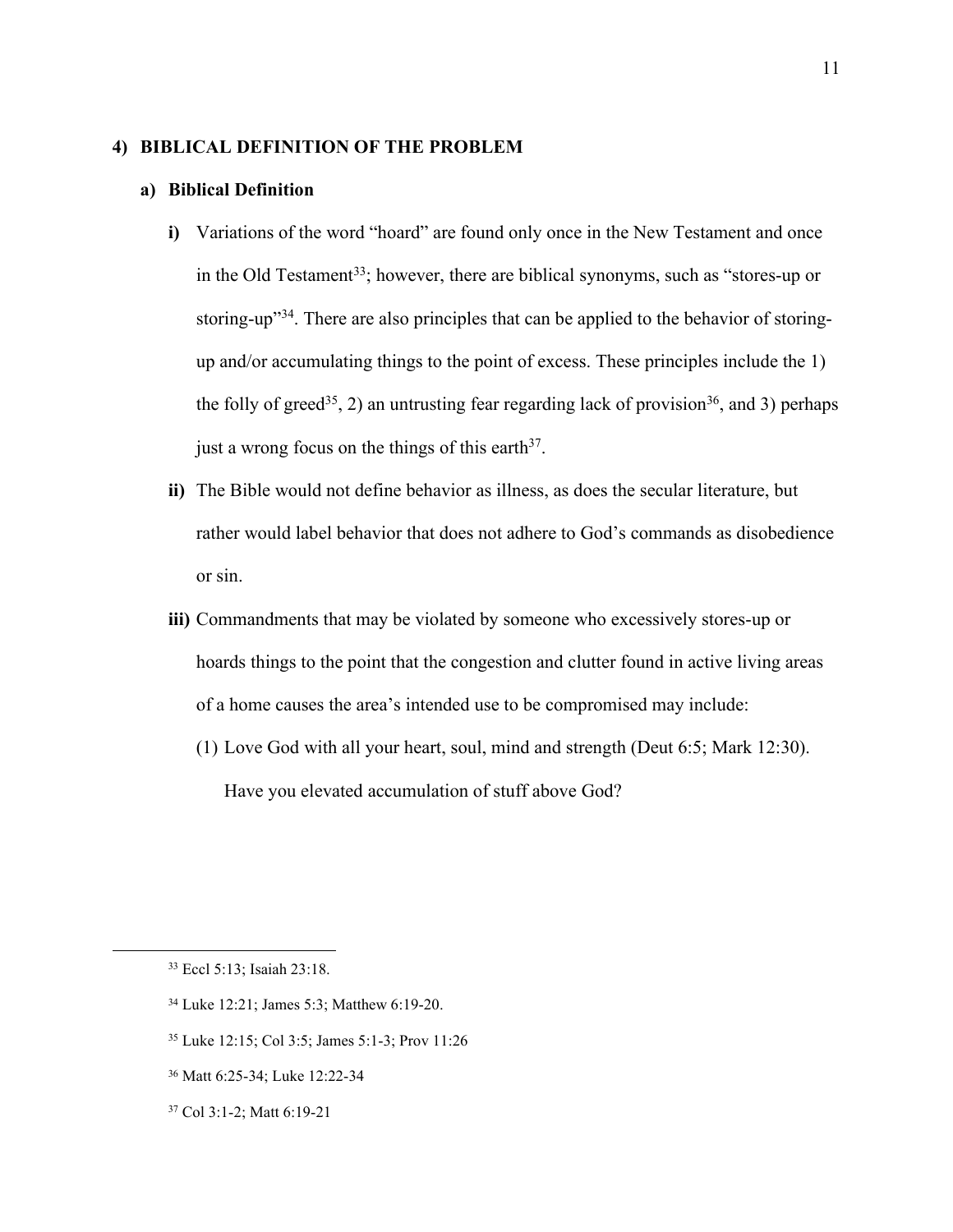## 4) BIBLICAL DEFINITION OF THE PROBLEM

### a) Biblical Definition

**i)** Variations of the word "hoard" are found only once in the New Testament and once in the Old Testament[33]; however, there are biblical synonyms, such as "stores-up or storing-up"[34]. There are also principles that can be applied to the behavior of storing-up and/or accumulating things to the point of excess. These principles include the 1) the folly of greed[35], 2) an untrusting fear regarding lack of provision[36], and 3) perhaps just a wrong focus on the things of this earth[37].

**ii)** The Bible would not define behavior as illness, as does the secular literature, but rather would label behavior that does not adhere to God's commands as disobedience or sin.

**iii)** Commandments that may be violated by someone who excessively stores-up or hoards things to the point that the congestion and clutter found in active living areas of a home causes the area's intended use to be compromised may include:

(1) Love God with all your heart, soul, mind and strength (Deut 6:5; Mark 12:30). Have you elevated accumulation of stuff above God?

---

[33] Eccl 5:13; Isaiah 23:18.

[34] Luke 12:21; James 5:3; Matthew 6:19-20.

[35] Luke 12:15; Col 3:5; James 5:1-3; Prov 11:26

[36] Matt 6:25-34; Luke 12:22-34

[37] Col 3:1-2; Matt 6:19-21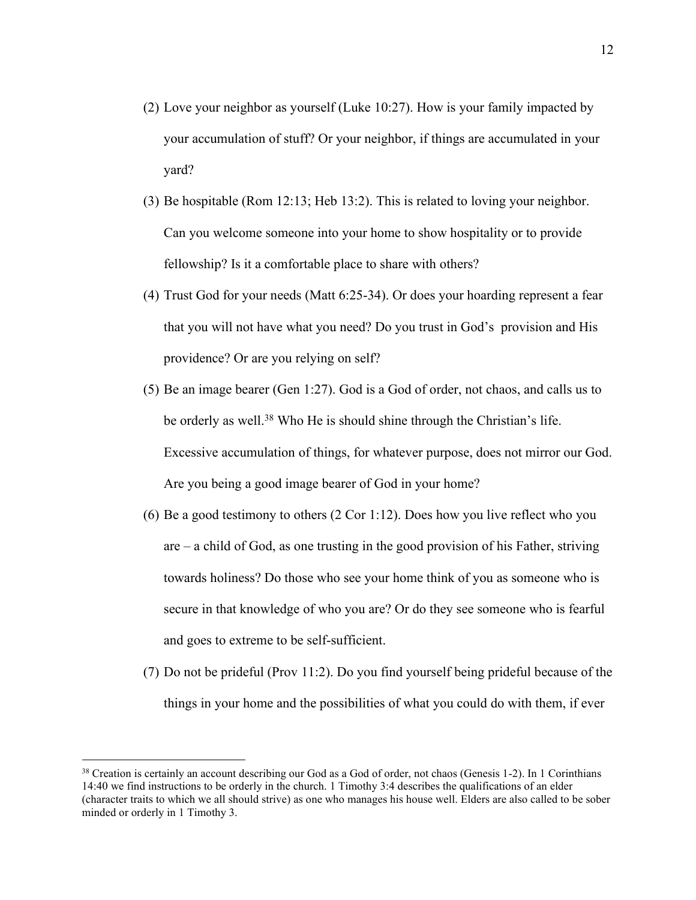(2) Love your neighbor as yourself (Luke 10:27). How is your family impacted by your accumulation of stuff? Or your neighbor, if things are accumulated in your yard?

(3) Be hospitable (Rom 12:13; Heb 13:2). This is related to loving your neighbor. Can you welcome someone into your home to show hospitality or to provide fellowship? Is it a comfortable place to share with others?

(4) Trust God for your needs (Matt 6:25-34). Or does your hoarding represent a fear that you will not have what you need? Do you trust in God's provision and His providence? Or are you relying on self?

(5) Be an image bearer (Gen 1:27). God is a God of order, not chaos, and calls us to be orderly as well.[38] Who He is should shine through the Christian's life. Excessive accumulation of things, for whatever purpose, does not mirror our God. Are you being a good image bearer of God in your home?

(6) Be a good testimony to others (2 Cor 1:12). Does how you live reflect who you are – a child of God, as one trusting in the good provision of his Father, striving towards holiness? Do those who see your home think of you as someone who is secure in that knowledge of who you are? Or do they see someone who is fearful and goes to extreme to be self-sufficient.

(7) Do not be prideful (Prov 11:2). Do you find yourself being prideful because of the things in your home and the possibilities of what you could do with them, if ever

---

[38] Creation is certainly an account describing our God as a God of order, not chaos (Genesis 1-2). In 1 Corinthians 14:40 we find instructions to be orderly in the church. 1 Timothy 3:4 describes the qualifications of an elder (character traits to which we all should strive) as one who manages his house well. Elders are also called to be sober minded or orderly in 1 Timothy 3.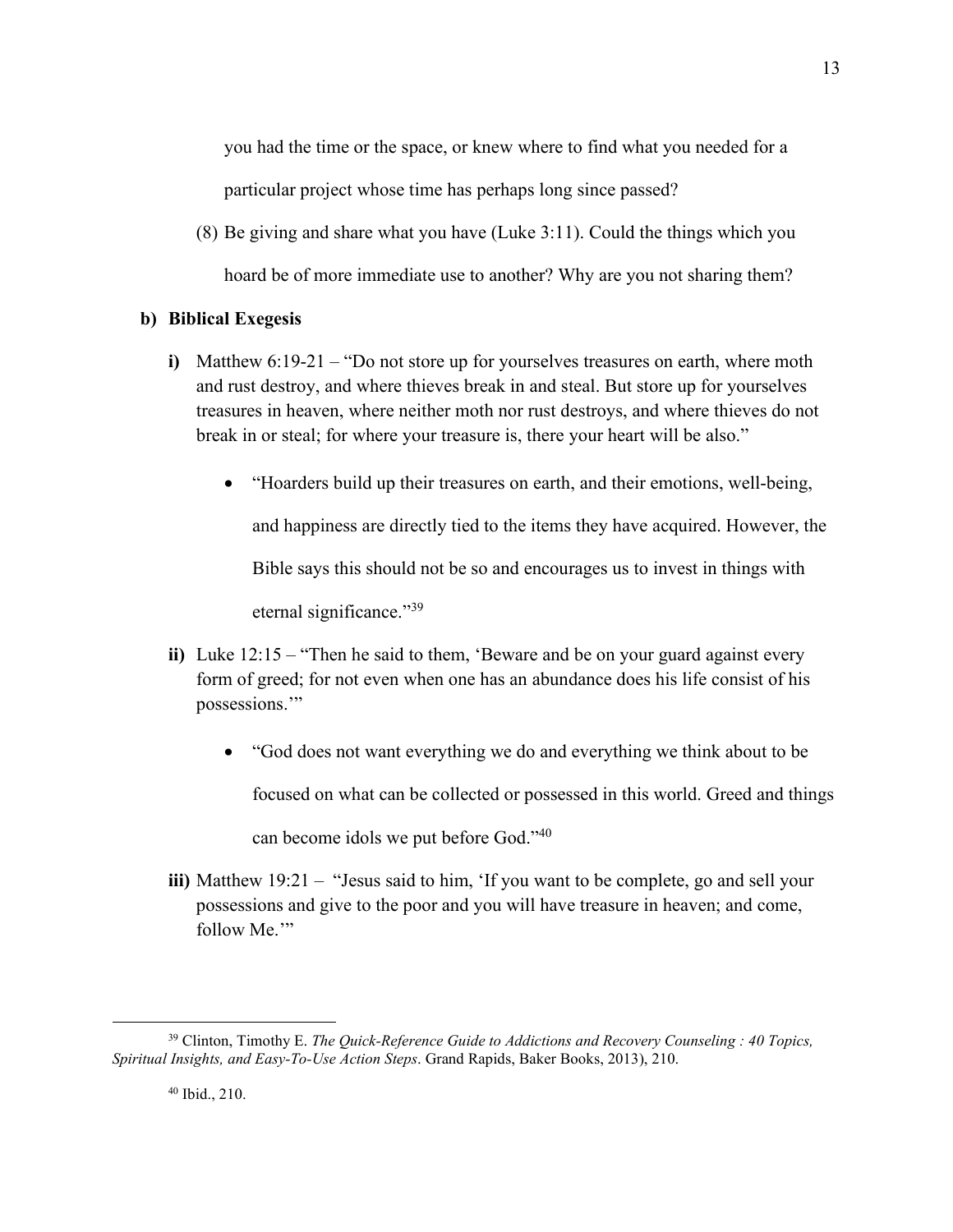you had the time or the space, or knew where to find what you needed for a particular project whose time has perhaps long since passed?

(8) Be giving and share what you have (Luke 3:11). Could the things which you hoard be of more immediate use to another? Why are you not sharing them?

**b) Biblical Exegesis**

**i)** Matthew 6:19-21 – "Do not store up for yourselves treasures on earth, where moth and rust destroy, and where thieves break in and steal. But store up for yourselves treasures in heaven, where neither moth nor rust destroys, and where thieves do not break in or steal; for where your treasure is, there your heart will be also."

- "Hoarders build up their treasures on earth, and their emotions, well-being, and happiness are directly tied to the items they have acquired. However, the Bible says this should not be so and encourages us to invest in things with eternal significance."[39]

**ii)** Luke 12:15 – "Then he said to them, 'Beware and be on your guard against every form of greed; for not even when one has an abundance does his life consist of his possessions.'"

- "God does not want everything we do and everything we think about to be focused on what can be collected or possessed in this world. Greed and things can become idols we put before God."[40]

**iii)** Matthew 19:21 – "Jesus said to him, 'If you want to be complete, go and sell your possessions and give to the poor and you will have treasure in heaven; and come, follow Me.'"

---

[39] Clinton, Timothy E. *The Quick-Reference Guide to Addictions and Recovery Counseling : 40 Topics, Spiritual Insights, and Easy-To-Use Action Steps*. Grand Rapids, Baker Books, 2013), 210.

[40] Ibid., 210.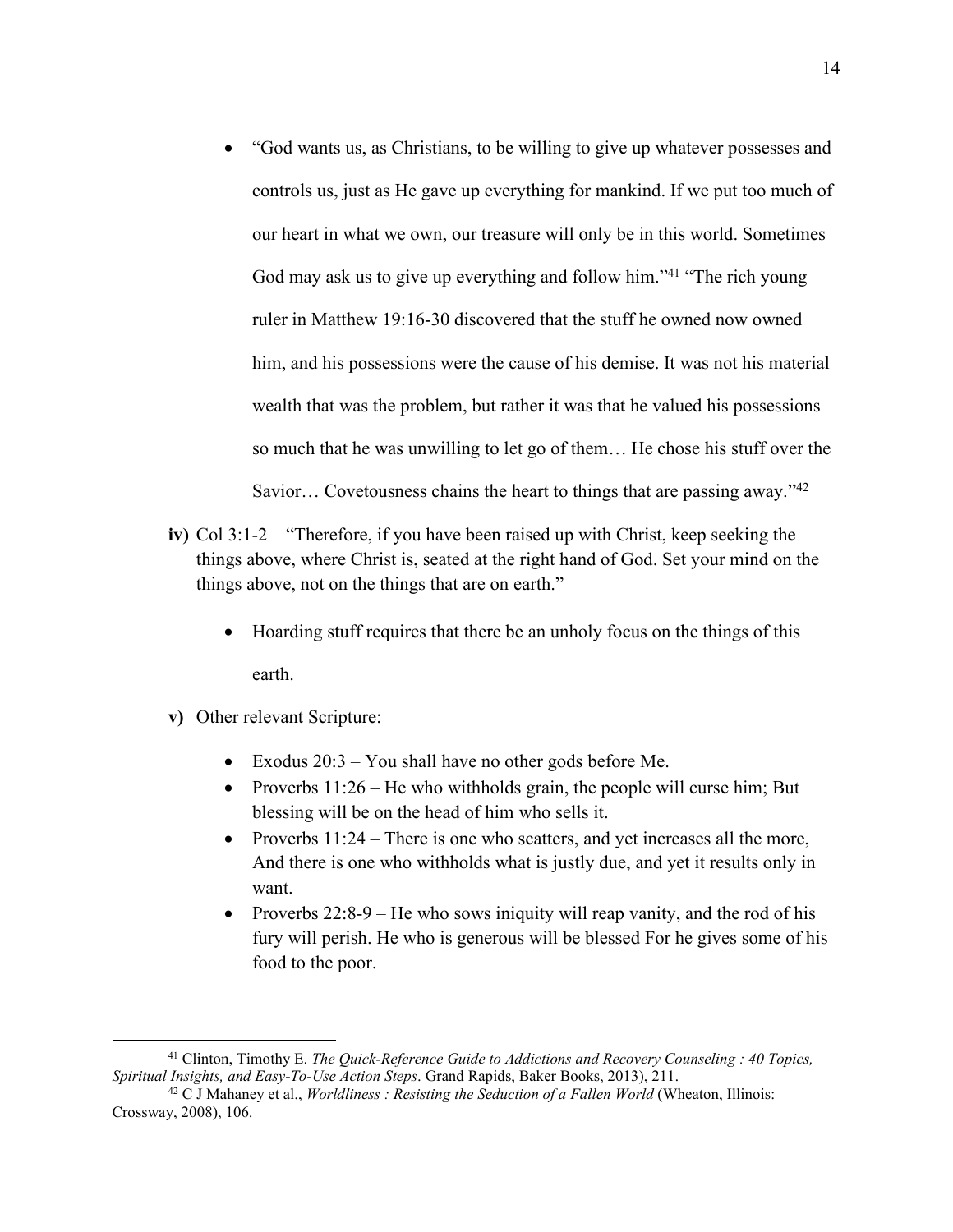- "God wants us, as Christians, to be willing to give up whatever possesses and controls us, just as He gave up everything for mankind. If we put too much of our heart in what we own, our treasure will only be in this world. Sometimes God may ask us to give up everything and follow him."[41] "The rich young ruler in Matthew 19:16-30 discovered that the stuff he owned now owned him, and his possessions were the cause of his demise. It was not his material wealth that was the problem, but rather it was that he valued his possessions so much that he was unwilling to let go of them… He chose his stuff over the Savior… Covetousness chains the heart to things that are passing away."[42]

**iv)** Col 3:1-2 – "Therefore, if you have been raised up with Christ, keep seeking the things above, where Christ is, seated at the right hand of God. Set your mind on the things above, not on the things that are on earth."

- Hoarding stuff requires that there be an unholy focus on the things of this earth.

**v)** Other relevant Scripture:

- Exodus 20:3 – You shall have no other gods before Me.
- Proverbs 11:26 – He who withholds grain, the people will curse him; But blessing will be on the head of him who sells it.
- Proverbs 11:24 – There is one who scatters, and yet increases all the more, And there is one who withholds what is justly due, and yet it results only in want.
- Proverbs 22:8-9 – He who sows iniquity will reap vanity, and the rod of his fury will perish. He who is generous will be blessed For he gives some of his food to the poor.

---

[41] Clinton, Timothy E. *The Quick-Reference Guide to Addictions and Recovery Counseling : 40 Topics, Spiritual Insights, and Easy-To-Use Action Steps*. Grand Rapids, Baker Books, 2013), 211.

[42] C J Mahaney et al., *Worldliness : Resisting the Seduction of a Fallen World* (Wheaton, Illinois: Crossway, 2008), 106.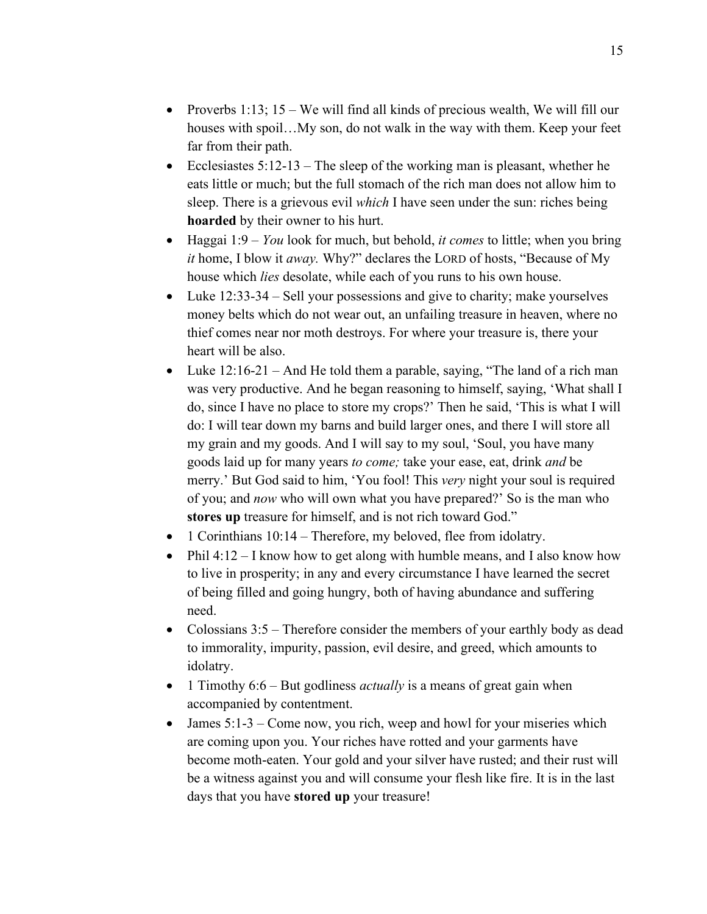- Proverbs 1:13; 15 – We will find all kinds of precious wealth, We will fill our houses with spoil…My son, do not walk in the way with them. Keep your feet far from their path.
- Ecclesiastes 5:12-13 – The sleep of the working man is pleasant, whether he eats little or much; but the full stomach of the rich man does not allow him to sleep. There is a grievous evil *which* I have seen under the sun: riches being **hoarded** by their owner to his hurt.
- Haggai 1:9 – *You* look for much, but behold, *it comes* to little; when you bring *it* home, I blow it *away.* Why?" declares the LORD of hosts, "Because of My house which *lies* desolate, while each of you runs to his own house.
- Luke 12:33-34 – Sell your possessions and give to charity; make yourselves money belts which do not wear out, an unfailing treasure in heaven, where no thief comes near nor moth destroys. For where your treasure is, there your heart will be also.
- Luke 12:16-21 – And He told them a parable, saying, "The land of a rich man was very productive. And he began reasoning to himself, saying, 'What shall I do, since I have no place to store my crops?' Then he said, 'This is what I will do: I will tear down my barns and build larger ones, and there I will store all my grain and my goods. And I will say to my soul, 'Soul, you have many goods laid up for many years *to come;* take your ease, eat, drink *and* be merry.' But God said to him, 'You fool! This *very* night your soul is required of you; and *now* who will own what you have prepared?' So is the man who **stores up** treasure for himself, and is not rich toward God."
- 1 Corinthians 10:14 – Therefore, my beloved, flee from idolatry.
- Phil 4:12 – I know how to get along with humble means, and I also know how to live in prosperity; in any and every circumstance I have learned the secret of being filled and going hungry, both of having abundance and suffering need.
- Colossians 3:5 – Therefore consider the members of your earthly body as dead to immorality, impurity, passion, evil desire, and greed, which amounts to idolatry.
- 1 Timothy 6:6 – But godliness *actually* is a means of great gain when accompanied by contentment.
- James 5:1-3 – Come now, you rich, weep and howl for your miseries which are coming upon you. Your riches have rotted and your garments have become moth-eaten. Your gold and your silver have rusted; and their rust will be a witness against you and will consume your flesh like fire. It is in the last days that you have **stored up** your treasure!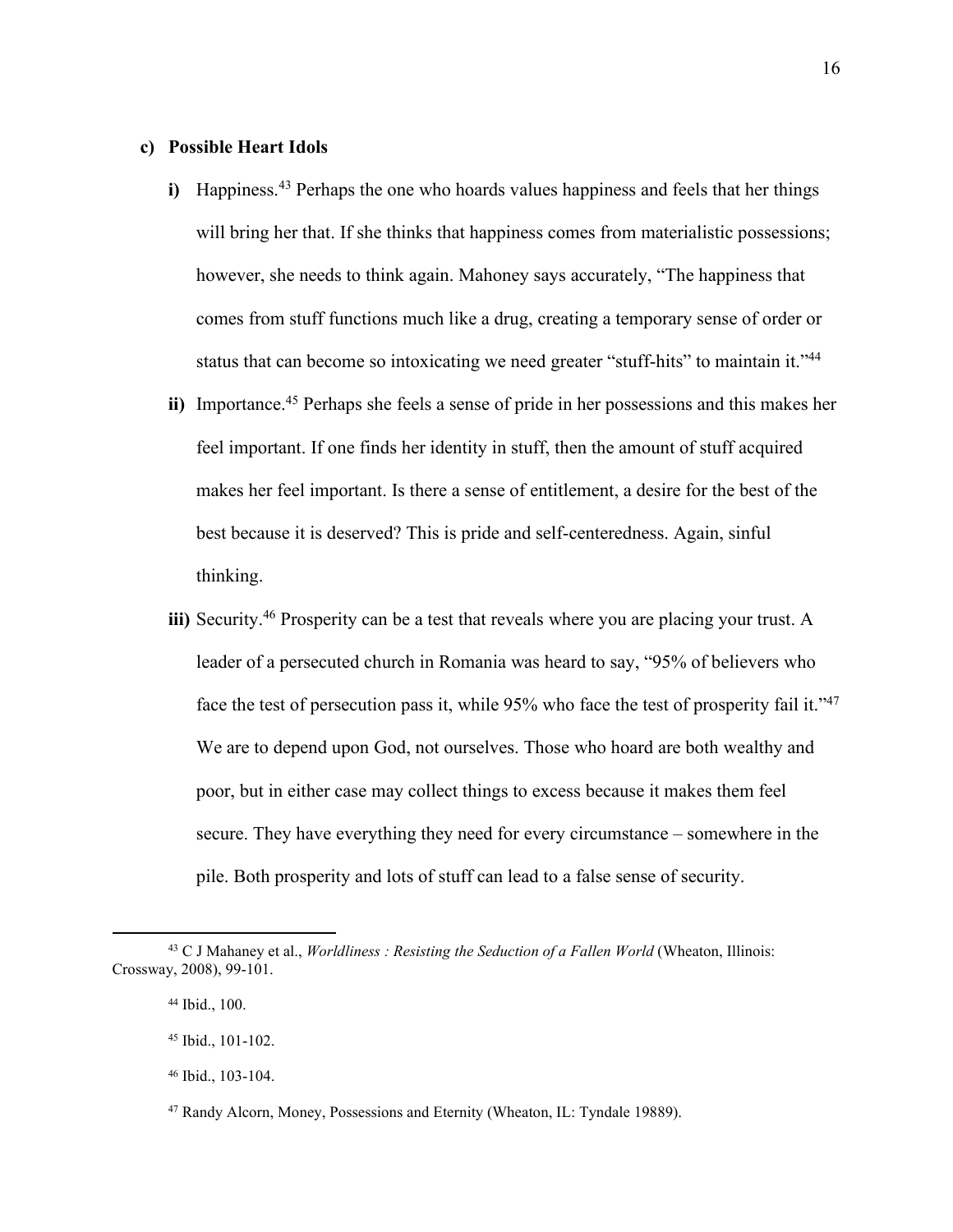### c) Possible Heart Idols

i) Happiness.[43] Perhaps the one who hoards values happiness and feels that her things will bring her that. If she thinks that happiness comes from materialistic possessions; however, she needs to think again. Mahoney says accurately, "The happiness that comes from stuff functions much like a drug, creating a temporary sense of order or status that can become so intoxicating we need greater "stuff-hits" to maintain it."[44]

ii) Importance.[45] Perhaps she feels a sense of pride in her possessions and this makes her feel important. If one finds her identity in stuff, then the amount of stuff acquired makes her feel important. Is there a sense of entitlement, a desire for the best of the best because it is deserved? This is pride and self-centeredness. Again, sinful thinking.

iii) Security.[46] Prosperity can be a test that reveals where you are placing your trust. A leader of a persecuted church in Romania was heard to say, "95% of believers who face the test of persecution pass it, while 95% who face the test of prosperity fail it."[47] We are to depend upon God, not ourselves. Those who hoard are both wealthy and poor, but in either case may collect things to excess because it makes them feel secure. They have everything they need for every circumstance – somewhere in the pile. Both prosperity and lots of stuff can lead to a false sense of security.

---

[43] C J Mahaney et al., *Worldliness : Resisting the Seduction of a Fallen World* (Wheaton, Illinois: Crossway, 2008), 99-101.

[44] Ibid., 100.

[45] Ibid., 101-102.

[46] Ibid., 103-104.

[47] Randy Alcorn, Money, Possessions and Eternity (Wheaton, IL: Tyndale 19889).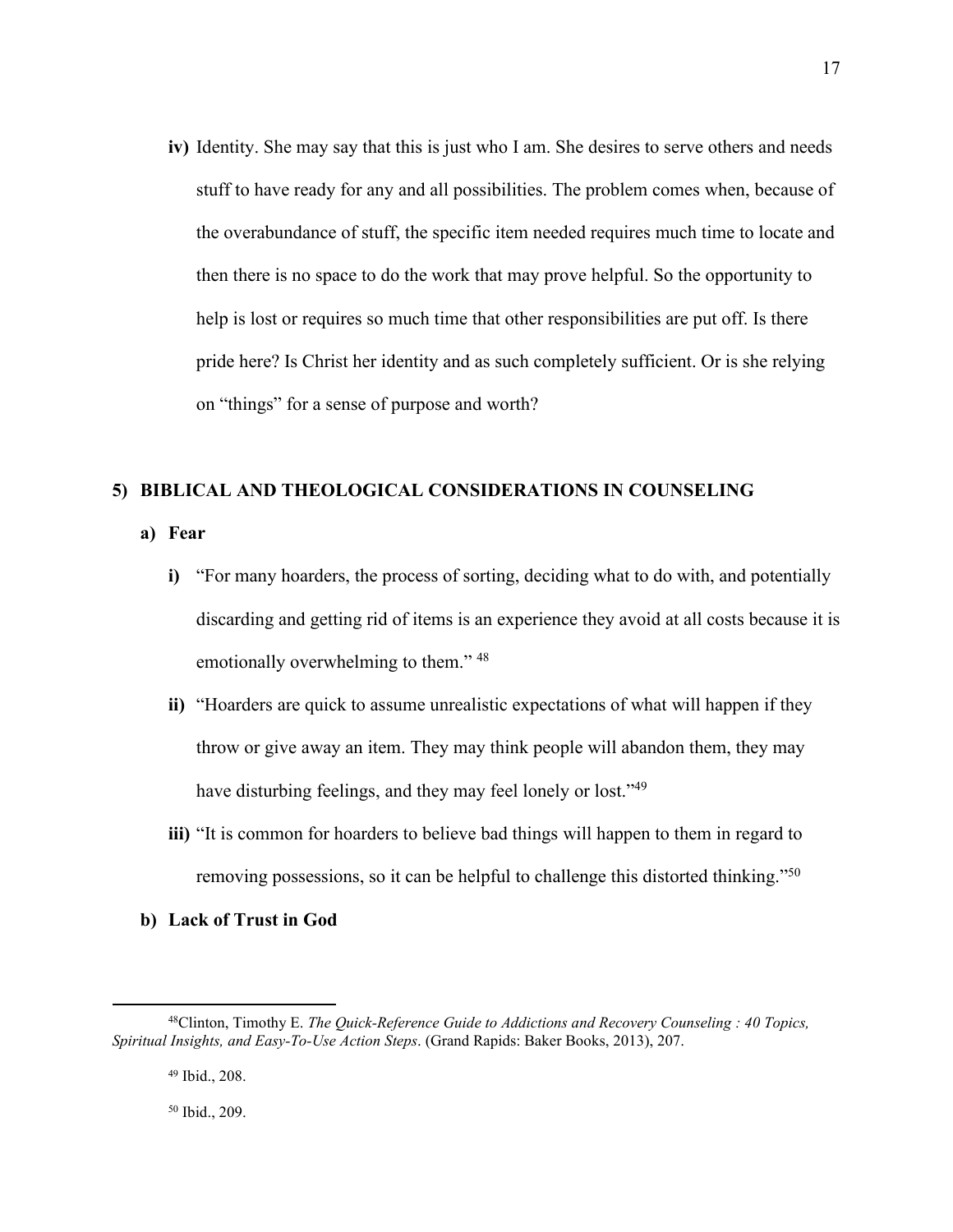**iv)** Identity. She may say that this is just who I am. She desires to serve others and needs stuff to have ready for any and all possibilities. The problem comes when, because of the overabundance of stuff, the specific item needed requires much time to locate and then there is no space to do the work that may prove helpful. So the opportunity to help is lost or requires so much time that other responsibilities are put off. Is there pride here? Is Christ her identity and as such completely sufficient. Or is she relying on "things" for a sense of purpose and worth?

## 5) BIBLICAL AND THEOLOGICAL CONSIDERATIONS IN COUNSELING

### a) Fear

**i)** "For many hoarders, the process of sorting, deciding what to do with, and potentially discarding and getting rid of items is an experience they avoid at all costs because it is emotionally overwhelming to them." [48]

**ii)** "Hoarders are quick to assume unrealistic expectations of what will happen if they throw or give away an item. They may think people will abandon them, they may have disturbing feelings, and they may feel lonely or lost."[49]

**iii)** "It is common for hoarders to believe bad things will happen to them in regard to removing possessions, so it can be helpful to challenge this distorted thinking."[50]

### b) Lack of Trust in God

---

[48]Clinton, Timothy E. *The Quick-Reference Guide to Addictions and Recovery Counseling : 40 Topics, Spiritual Insights, and Easy-To-Use Action Steps*. (Grand Rapids: Baker Books, 2013), 207.

[49] Ibid., 208.

[50] Ibid., 209.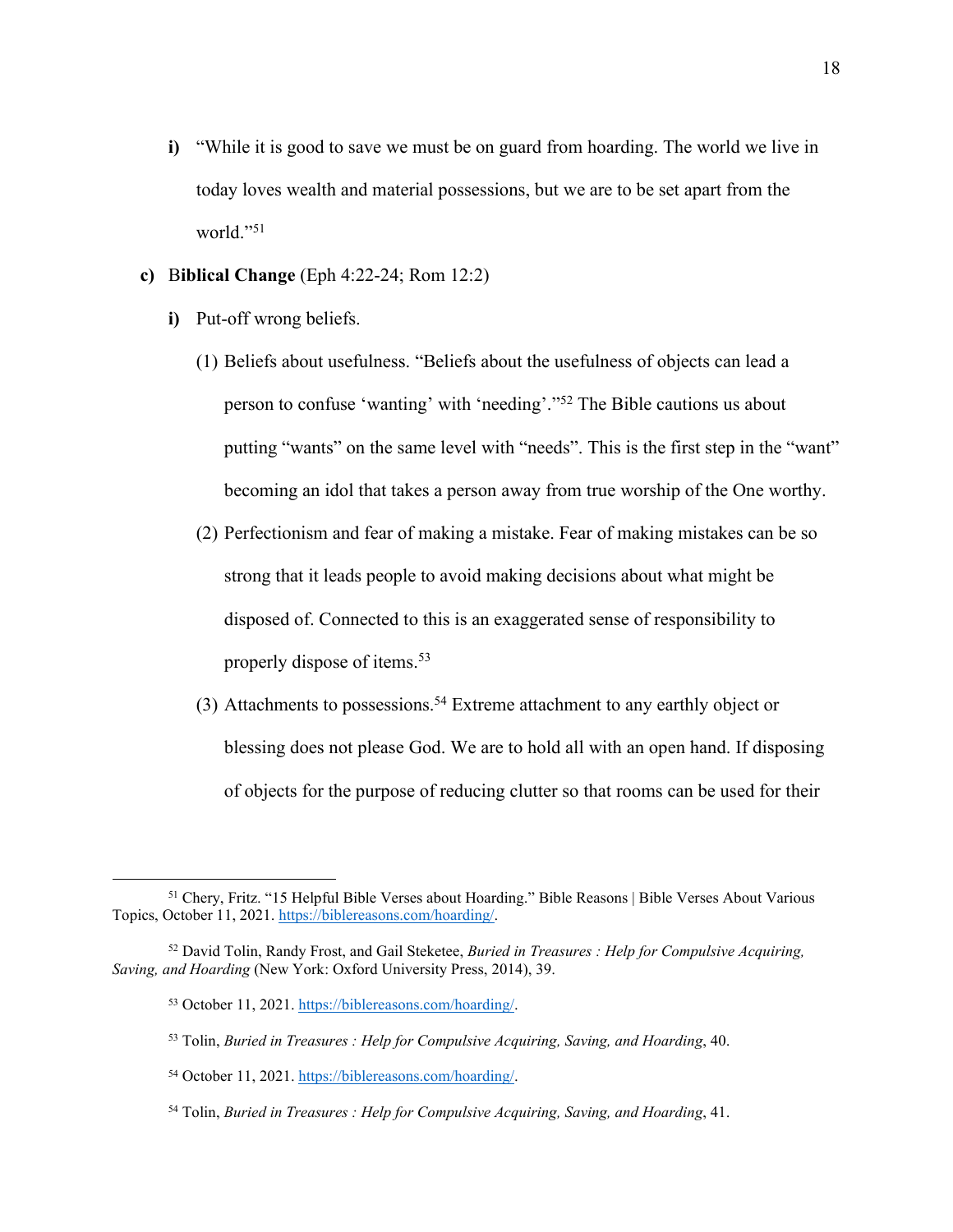- **i)** "While it is good to save we must be on guard from hoarding. The world we live in today loves wealth and material possessions, but we are to be set apart from the world."[51]

**c)** B**iblical Change** (Eph 4:22-24; Rom 12:2)

- **i)** Put-off wrong beliefs.
  - (1) Beliefs about usefulness. "Beliefs about the usefulness of objects can lead a person to confuse 'wanting' with 'needing'."[52] The Bible cautions us about putting "wants" on the same level with "needs". This is the first step in the "want" becoming an idol that takes a person away from true worship of the One worthy.
  - (2) Perfectionism and fear of making a mistake. Fear of making mistakes can be so strong that it leads people to avoid making decisions about what might be disposed of. Connected to this is an exaggerated sense of responsibility to properly dispose of items.[53]
  - (3) Attachments to possessions.[54] Extreme attachment to any earthly object or blessing does not please God. We are to hold all with an open hand. If disposing of objects for the purpose of reducing clutter so that rooms can be used for their

---

[51] Chery, Fritz. "15 Helpful Bible Verses about Hoarding." Bible Reasons | Bible Verses About Various Topics, October 11, 2021. https://biblereasons.com/hoarding/.

[52] David Tolin, Randy Frost, and Gail Steketee, *Buried in Treasures : Help for Compulsive Acquiring, Saving, and Hoarding* (New York: Oxford University Press, 2014), 39.

[53] October 11, 2021. https://biblereasons.com/hoarding/.

[53] Tolin, *Buried in Treasures : Help for Compulsive Acquiring, Saving, and Hoarding*, 40.

[54] October 11, 2021. https://biblereasons.com/hoarding/.

[54] Tolin, *Buried in Treasures : Help for Compulsive Acquiring, Saving, and Hoarding*, 41.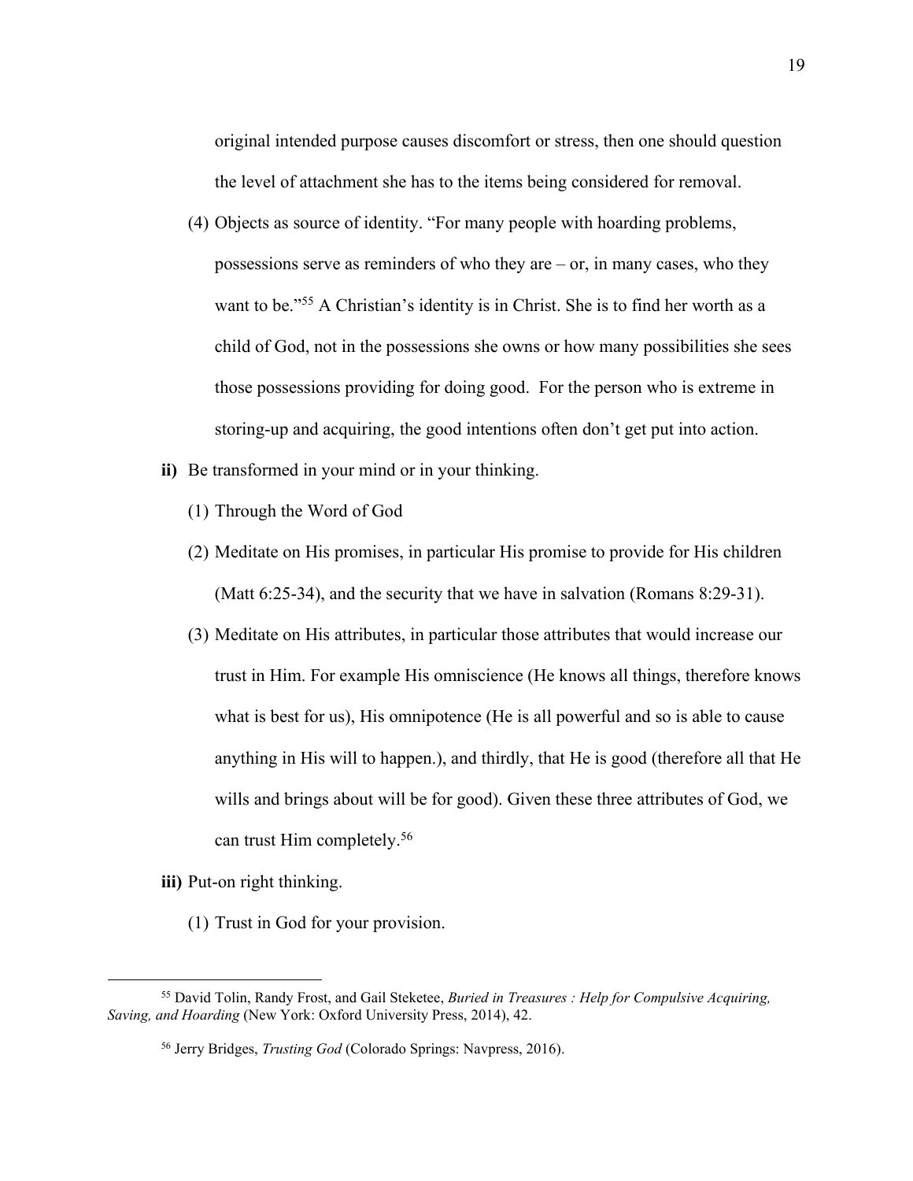original intended purpose causes discomfort or stress, then one should question the level of attachment she has to the items being considered for removal.

(4) Objects as source of identity. "For many people with hoarding problems, possessions serve as reminders of who they are – or, in many cases, who they want to be."[55] A Christian's identity is in Christ. She is to find her worth as a child of God, not in the possessions she owns or how many possibilities she sees those possessions providing for doing good. For the person who is extreme in storing-up and acquiring, the good intentions often don't get put into action.

**ii)** Be transformed in your mind or in your thinking.

(1) Through the Word of God

(2) Meditate on His promises, in particular His promise to provide for His children (Matt 6:25-34), and the security that we have in salvation (Romans 8:29-31).

(3) Meditate on His attributes, in particular those attributes that would increase our trust in Him. For example His omniscience (He knows all things, therefore knows what is best for us), His omnipotence (He is all powerful and so is able to cause anything in His will to happen.), and thirdly, that He is good (therefore all that He wills and brings about will be for good). Given these three attributes of God, we can trust Him completely.[56]

**iii)** Put-on right thinking.

(1) Trust in God for your provision.

---

[55] David Tolin, Randy Frost, and Gail Steketee, *Buried in Treasures : Help for Compulsive Acquiring, Saving, and Hoarding* (New York: Oxford University Press, 2014), 42.

[56] Jerry Bridges, *Trusting God* (Colorado Springs: Navpress, 2016).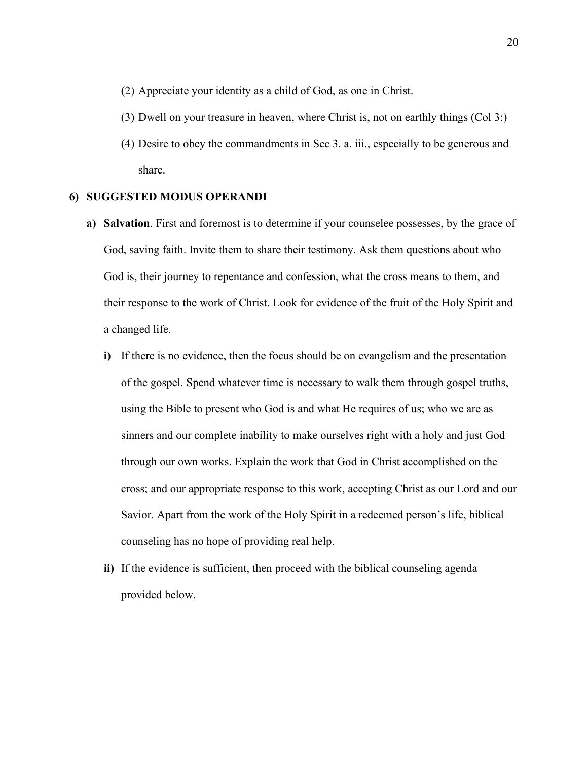(2) Appreciate your identity as a child of God, as one in Christ.

(3) Dwell on your treasure in heaven, where Christ is, not on earthly things (Col 3:)

(4) Desire to obey the commandments in Sec 3. a. iii., especially to be generous and share.

## 6) SUGGESTED MODUS OPERANDI

**a) Salvation**. First and foremost is to determine if your counselee possesses, by the grace of God, saving faith. Invite them to share their testimony. Ask them questions about who God is, their journey to repentance and confession, what the cross means to them, and their response to the work of Christ. Look for evidence of the fruit of the Holy Spirit and a changed life.

**i)** If there is no evidence, then the focus should be on evangelism and the presentation of the gospel. Spend whatever time is necessary to walk them through gospel truths, using the Bible to present who God is and what He requires of us; who we are as sinners and our complete inability to make ourselves right with a holy and just God through our own works. Explain the work that God in Christ accomplished on the cross; and our appropriate response to this work, accepting Christ as our Lord and our Savior. Apart from the work of the Holy Spirit in a redeemed person's life, biblical counseling has no hope of providing real help.

**ii)** If the evidence is sufficient, then proceed with the biblical counseling agenda provided below.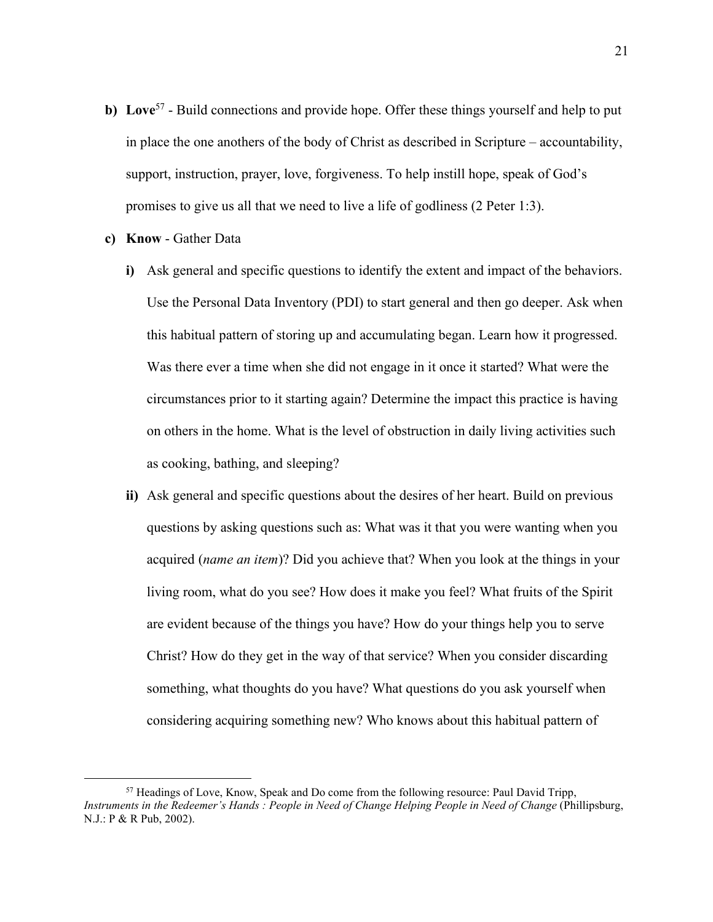**b) Love**[57] - Build connections and provide hope. Offer these things yourself and help to put in place the one anothers of the body of Christ as described in Scripture – accountability, support, instruction, prayer, love, forgiveness. To help instill hope, speak of God's promises to give us all that we need to live a life of godliness (2 Peter 1:3).

**c) Know** - Gather Data

**i)** Ask general and specific questions to identify the extent and impact of the behaviors. Use the Personal Data Inventory (PDI) to start general and then go deeper. Ask when this habitual pattern of storing up and accumulating began. Learn how it progressed. Was there ever a time when she did not engage in it once it started? What were the circumstances prior to it starting again? Determine the impact this practice is having on others in the home. What is the level of obstruction in daily living activities such as cooking, bathing, and sleeping?

**ii)** Ask general and specific questions about the desires of her heart. Build on previous questions by asking questions such as: What was it that you were wanting when you acquired (*name an item*)? Did you achieve that? When you look at the things in your living room, what do you see? How does it make you feel? What fruits of the Spirit are evident because of the things you have? How do your things help you to serve Christ? How do they get in the way of that service? When you consider discarding something, what thoughts do you have? What questions do you ask yourself when considering acquiring something new? Who knows about this habitual pattern of

---

[57] Headings of Love, Know, Speak and Do come from the following resource: Paul David Tripp, *Instruments in the Redeemer's Hands : People in Need of Change Helping People in Need of Change* (Phillipsburg, N.J.: P & R Pub, 2002).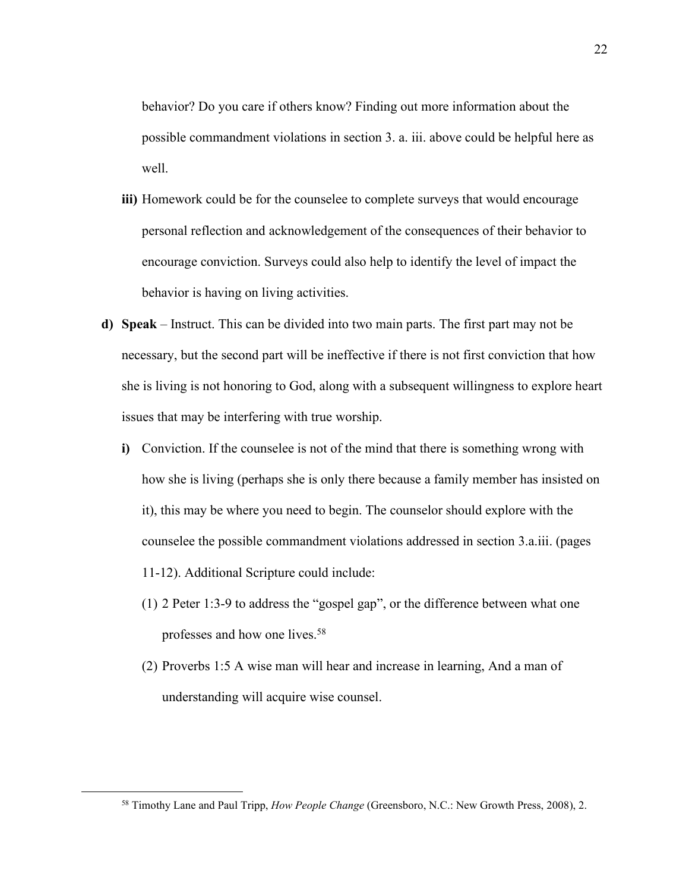behavior? Do you care if others know? Finding out more information about the possible commandment violations in section 3. a. iii. above could be helpful here as well.

- **iii)** Homework could be for the counselee to complete surveys that would encourage personal reflection and acknowledgement of the consequences of their behavior to encourage conviction. Surveys could also help to identify the level of impact the behavior is having on living activities.

**d) Speak** – Instruct. This can be divided into two main parts. The first part may not be necessary, but the second part will be ineffective if there is not first conviction that how she is living is not honoring to God, along with a subsequent willingness to explore heart issues that may be interfering with true worship.

- **i)** Conviction. If the counselee is not of the mind that there is something wrong with how she is living (perhaps she is only there because a family member has insisted on it), this may be where you need to begin. The counselor should explore with the counselee the possible commandment violations addressed in section 3.a.iii. (pages 11-12). Additional Scripture could include:
  - (1) 2 Peter 1:3-9 to address the "gospel gap", or the difference between what one professes and how one lives.[58]
  - (2) Proverbs 1:5 A wise man will hear and increase in learning, And a man of understanding will acquire wise counsel.

---

[58] Timothy Lane and Paul Tripp, *How People Change* (Greensboro, N.C.: New Growth Press, 2008), 2.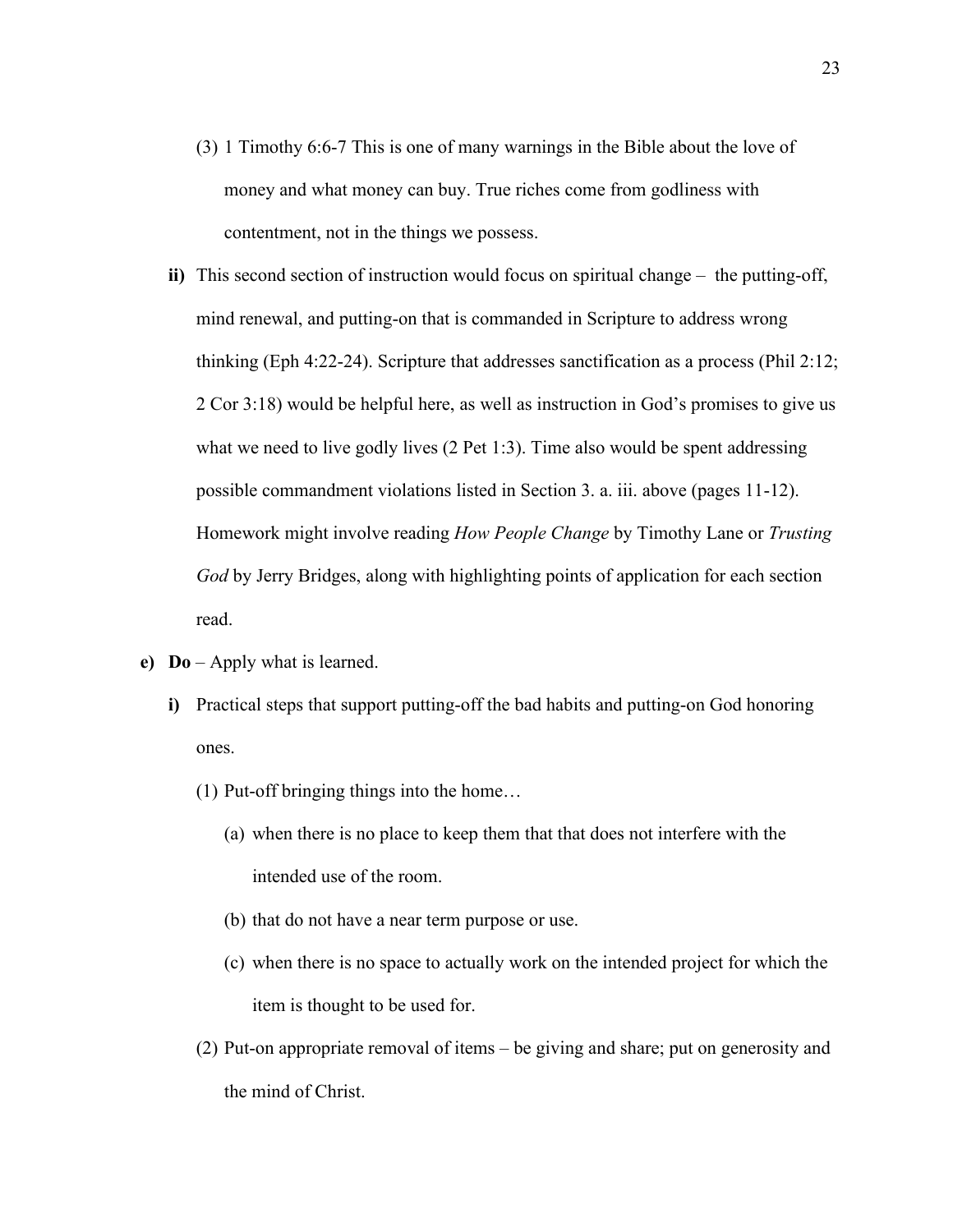(3) 1 Timothy 6:6-7 This is one of many warnings in the Bible about the love of money and what money can buy. True riches come from godliness with contentment, not in the things we possess.

**ii)** This second section of instruction would focus on spiritual change – the putting-off, mind renewal, and putting-on that is commanded in Scripture to address wrong thinking (Eph 4:22-24). Scripture that addresses sanctification as a process (Phil 2:12; 2 Cor 3:18) would be helpful here, as well as instruction in God's promises to give us what we need to live godly lives (2 Pet 1:3). Time also would be spent addressing possible commandment violations listed in Section 3. a. iii. above (pages 11-12). Homework might involve reading *How People Change* by Timothy Lane or *Trusting God* by Jerry Bridges, along with highlighting points of application for each section read.

**e) Do** – Apply what is learned.

**i)** Practical steps that support putting-off the bad habits and putting-on God honoring ones.

(1) Put-off bringing things into the home…

(a) when there is no place to keep them that that does not interfere with the intended use of the room.

(b) that do not have a near term purpose or use.

(c) when there is no space to actually work on the intended project for which the item is thought to be used for.

(2) Put-on appropriate removal of items – be giving and share; put on generosity and the mind of Christ.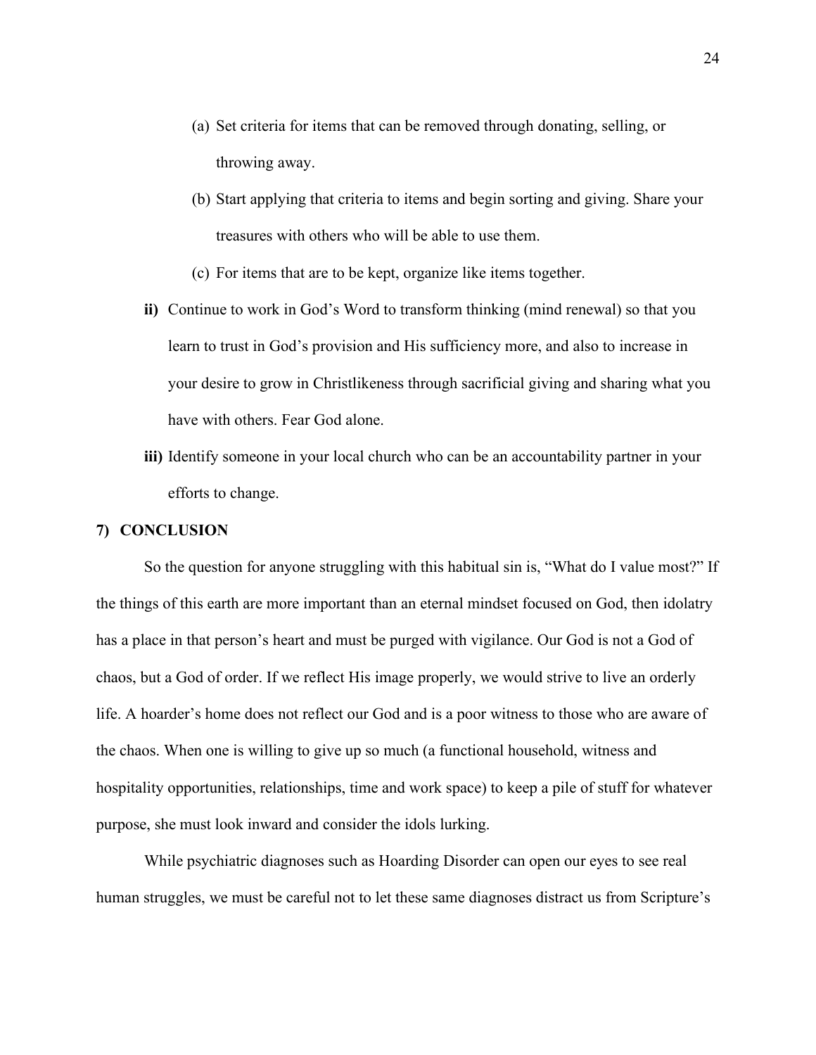(a) Set criteria for items that can be removed through donating, selling, or throwing away.

(b) Start applying that criteria to items and begin sorting and giving. Share your treasures with others who will be able to use them.

(c) For items that are to be kept, organize like items together.

**ii)** Continue to work in God's Word to transform thinking (mind renewal) so that you learn to trust in God's provision and His sufficiency more, and also to increase in your desire to grow in Christlikeness through sacrificial giving and sharing what you have with others. Fear God alone.

**iii)** Identify someone in your local church who can be an accountability partner in your efforts to change.

## 7) CONCLUSION

So the question for anyone struggling with this habitual sin is, "What do I value most?" If the things of this earth are more important than an eternal mindset focused on God, then idolatry has a place in that person's heart and must be purged with vigilance. Our God is not a God of chaos, but a God of order. If we reflect His image properly, we would strive to live an orderly life. A hoarder's home does not reflect our God and is a poor witness to those who are aware of the chaos. When one is willing to give up so much (a functional household, witness and hospitality opportunities, relationships, time and work space) to keep a pile of stuff for whatever purpose, she must look inward and consider the idols lurking.

While psychiatric diagnoses such as Hoarding Disorder can open our eyes to see real human struggles, we must be careful not to let these same diagnoses distract us from Scripture's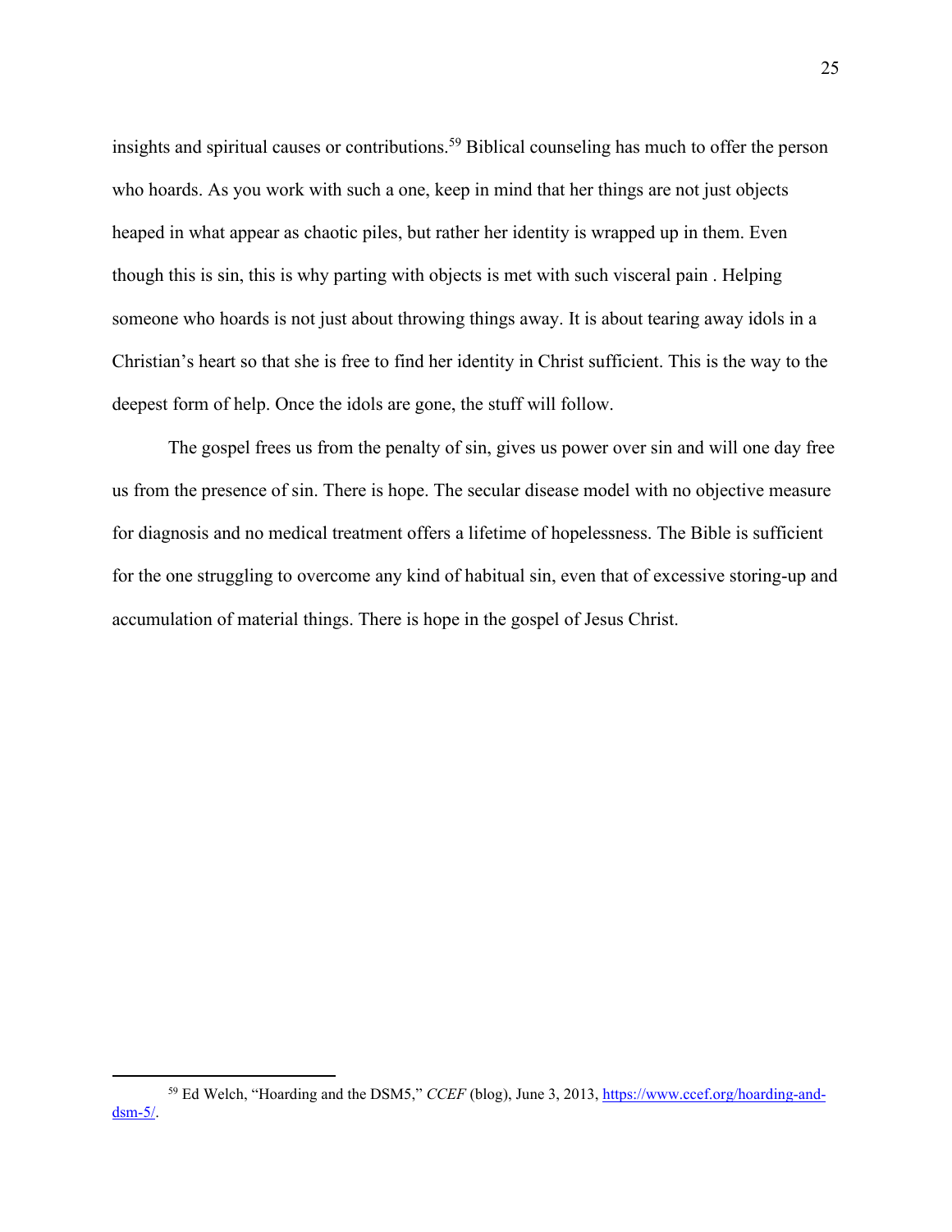insights and spiritual causes or contributions.[59] Biblical counseling has much to offer the person who hoards. As you work with such a one, keep in mind that her things are not just objects heaped in what appear as chaotic piles, but rather her identity is wrapped up in them. Even though this is sin, this is why parting with objects is met with such visceral pain . Helping someone who hoards is not just about throwing things away. It is about tearing away idols in a Christian's heart so that she is free to find her identity in Christ sufficient. This is the way to the deepest form of help. Once the idols are gone, the stuff will follow.

The gospel frees us from the penalty of sin, gives us power over sin and will one day free us from the presence of sin. There is hope. The secular disease model with no objective measure for diagnosis and no medical treatment offers a lifetime of hopelessness. The Bible is sufficient for the one struggling to overcome any kind of habitual sin, even that of excessive storing-up and accumulation of material things. There is hope in the gospel of Jesus Christ.

---

[59] Ed Welch, "Hoarding and the DSM5," *CCEF* (blog), June 3, 2013, https://www.ccef.org/hoarding-and-dsm-5/.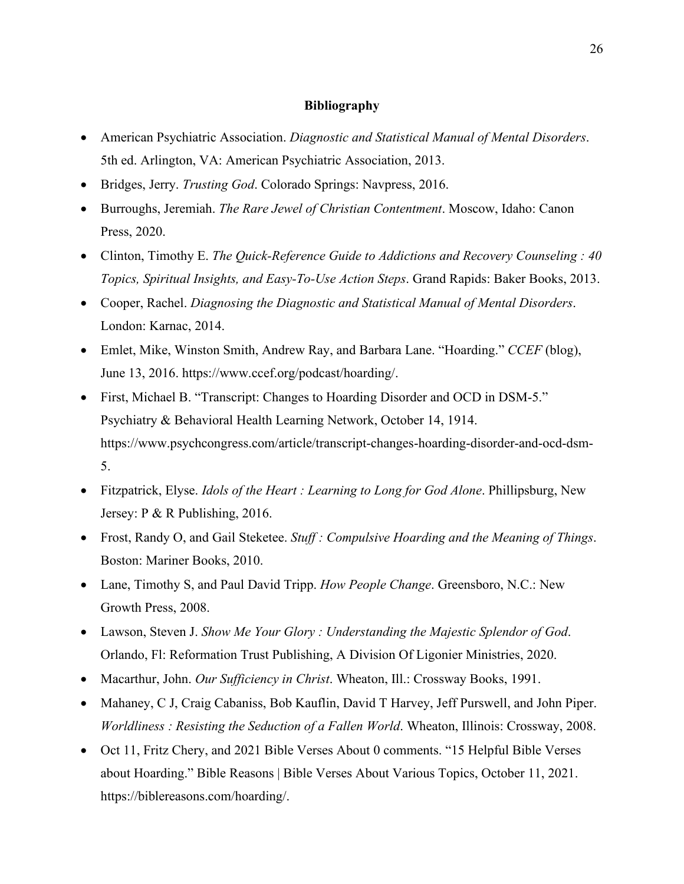**Bibliography**

- American Psychiatric Association. *Diagnostic and Statistical Manual of Mental Disorders*. 5th ed. Arlington, VA: American Psychiatric Association, 2013.
- Bridges, Jerry. *Trusting God*. Colorado Springs: Navpress, 2016.
- Burroughs, Jeremiah. *The Rare Jewel of Christian Contentment*. Moscow, Idaho: Canon Press, 2020.
- Clinton, Timothy E. *The Quick-Reference Guide to Addictions and Recovery Counseling : 40 Topics, Spiritual Insights, and Easy-To-Use Action Steps*. Grand Rapids: Baker Books, 2013.
- Cooper, Rachel. *Diagnosing the Diagnostic and Statistical Manual of Mental Disorders*. London: Karnac, 2014.
- Emlet, Mike, Winston Smith, Andrew Ray, and Barbara Lane. "Hoarding." *CCEF* (blog), June 13, 2016. https://www.ccef.org/podcast/hoarding/.
- First, Michael B. "Transcript: Changes to Hoarding Disorder and OCD in DSM-5." Psychiatry & Behavioral Health Learning Network, October 14, 1914. https://www.psychcongress.com/article/transcript-changes-hoarding-disorder-and-ocd-dsm-5.
- Fitzpatrick, Elyse. *Idols of the Heart : Learning to Long for God Alone*. Phillipsburg, New Jersey: P & R Publishing, 2016.
- Frost, Randy O, and Gail Steketee. *Stuff : Compulsive Hoarding and the Meaning of Things*. Boston: Mariner Books, 2010.
- Lane, Timothy S, and Paul David Tripp. *How People Change*. Greensboro, N.C.: New Growth Press, 2008.
- Lawson, Steven J. *Show Me Your Glory : Understanding the Majestic Splendor of God*. Orlando, Fl: Reformation Trust Publishing, A Division Of Ligonier Ministries, 2020.
- Macarthur, John. *Our Sufficiency in Christ*. Wheaton, Ill.: Crossway Books, 1991.
- Mahaney, C J, Craig Cabaniss, Bob Kauflin, David T Harvey, Jeff Purswell, and John Piper. *Worldliness : Resisting the Seduction of a Fallen World*. Wheaton, Illinois: Crossway, 2008.
- Oct 11, Fritz Chery, and 2021 Bible Verses About 0 comments. "15 Helpful Bible Verses about Hoarding." Bible Reasons | Bible Verses About Various Topics, October 11, 2021. https://biblereasons.com/hoarding/.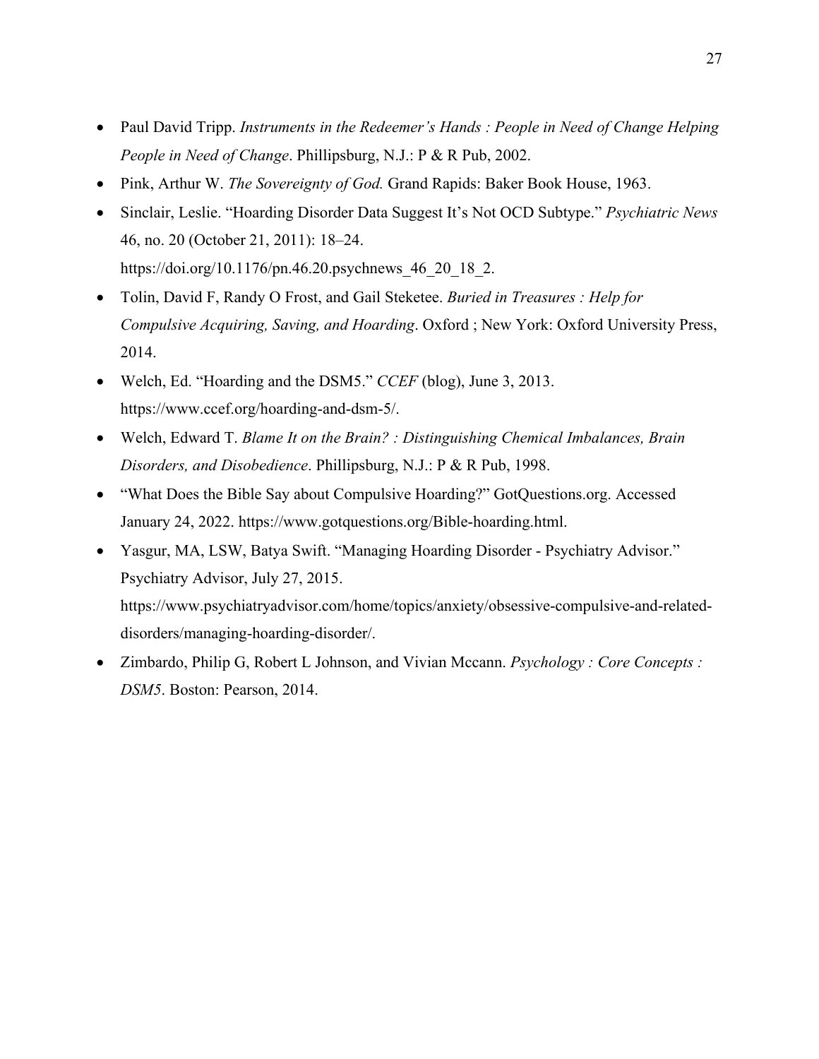- Paul David Tripp. *Instruments in the Redeemer's Hands : People in Need of Change Helping People in Need of Change*. Phillipsburg, N.J.: P & R Pub, 2002.
- Pink, Arthur W. *The Sovereignty of God.* Grand Rapids: Baker Book House, 1963.
- Sinclair, Leslie. "Hoarding Disorder Data Suggest It's Not OCD Subtype." *Psychiatric News* 46, no. 20 (October 21, 2011): 18–24. https://doi.org/10.1176/pn.46.20.psychnews_46_20_18_2.
- Tolin, David F, Randy O Frost, and Gail Steketee. *Buried in Treasures : Help for Compulsive Acquiring, Saving, and Hoarding*. Oxford ; New York: Oxford University Press, 2014.
- Welch, Ed. "Hoarding and the DSM5." *CCEF* (blog), June 3, 2013. https://www.ccef.org/hoarding-and-dsm-5/.
- Welch, Edward T. *Blame It on the Brain? : Distinguishing Chemical Imbalances, Brain Disorders, and Disobedience*. Phillipsburg, N.J.: P & R Pub, 1998.
- "What Does the Bible Say about Compulsive Hoarding?" GotQuestions.org. Accessed January 24, 2022. https://www.gotquestions.org/Bible-hoarding.html.
- Yasgur, MA, LSW, Batya Swift. "Managing Hoarding Disorder - Psychiatry Advisor." Psychiatry Advisor, July 27, 2015. https://www.psychiatryadvisor.com/home/topics/anxiety/obsessive-compulsive-and-related-disorders/managing-hoarding-disorder/.
- Zimbardo, Philip G, Robert L Johnson, and Vivian Mccann. *Psychology : Core Concepts : DSM5*. Boston: Pearson, 2014.